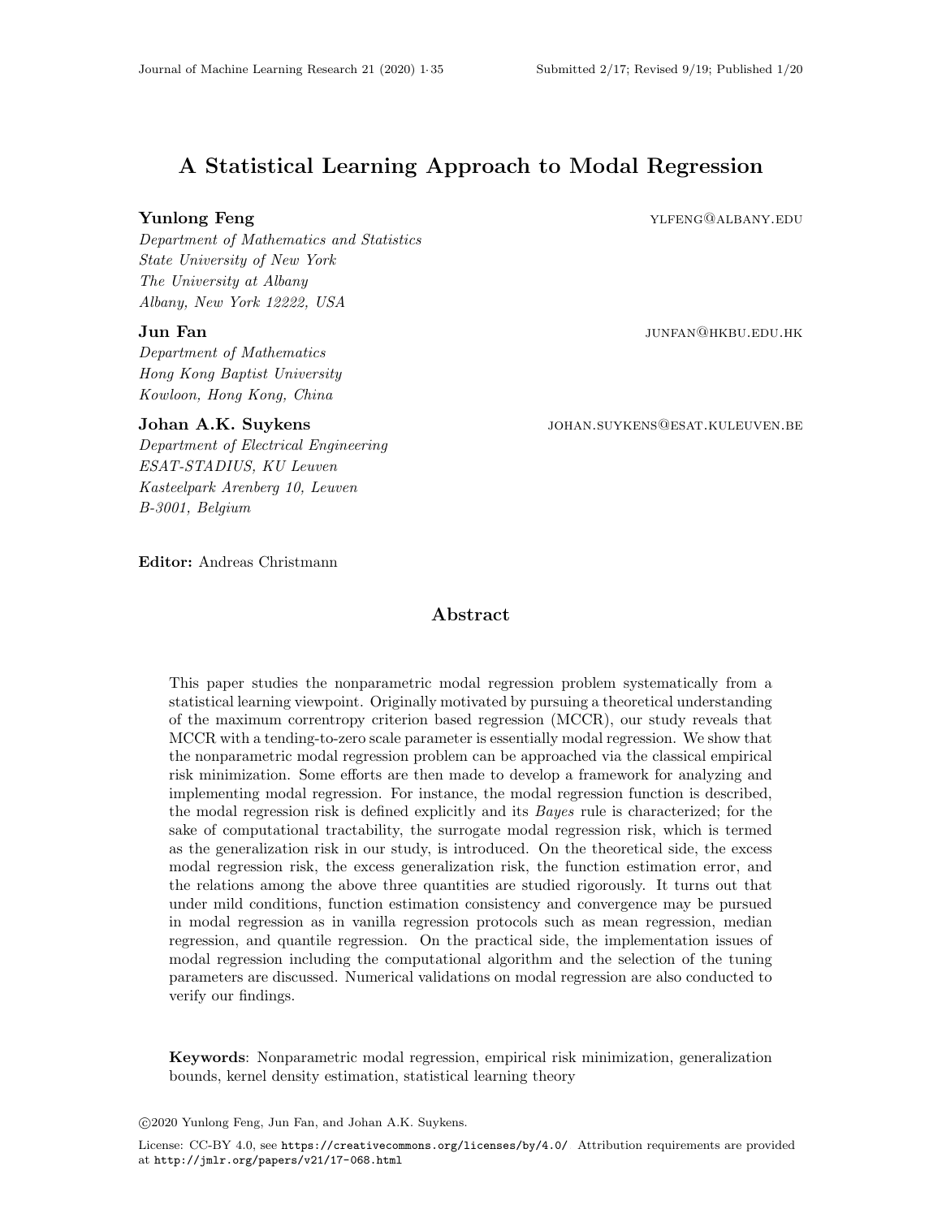# A Statistical Learning Approach to Modal Regression

**Yunlong Feng** ylfeng@albany.edu
*Department of Mathematics and Statistics*
*State University of New York*
*The University at Albany*
*Albany, New York 12222, USA*

**Jun Fan** junfan@hkbu.edu.hk
*Department of Mathematics*
*Hong Kong Baptist University*
*Kowloon, Hong Kong, China*

**Johan A.K. Suykens** johan.suykens@esat.kuleuven.be
*Department of Electrical Engineering*
*ESAT-STADIUS, KU Leuven*
*Kasteelpark Arenberg 10, Leuven*
*B-3001, Belgium*

**Editor:** Andreas Christmann

## Abstract

This paper studies the nonparametric modal regression problem systematically from a statistical learning viewpoint. Originally motivated by pursuing a theoretical understanding of the maximum correntropy criterion based regression (MCCR), our study reveals that MCCR with a tending-to-zero scale parameter is essentially modal regression. We show that the nonparametric modal regression problem can be approached via the classical empirical risk minimization. Some efforts are then made to develop a framework for analyzing and implementing modal regression. For instance, the modal regression function is described, the modal regression risk is defined explicitly and its *Bayes* rule is characterized; for the sake of computational tractability, the surrogate modal regression risk, which is termed as the generalization risk in our study, is introduced. On the theoretical side, the excess modal regression risk, the excess generalization risk, the function estimation error, and the relations among the above three quantities are studied rigorously. It turns out that under mild conditions, function estimation consistency and convergence may be pursued in modal regression as in vanilla regression protocols such as mean regression, median regression, and quantile regression. On the practical side, the implementation issues of modal regression including the computational algorithm and the selection of the tuning parameters are discussed. Numerical validations on modal regression are also conducted to verify our findings.

**Keywords**: Nonparametric modal regression, empirical risk minimization, generalization bounds, kernel density estimation, statistical learning theory

©2020 Yunlong Feng, Jun Fan, and Johan A.K. Suykens.

License: CC-BY 4.0, see https://creativecommons.org/licenses/by/4.0/ Attribution requirements are provided at http://jmlr.org/papers/v21/17-068.html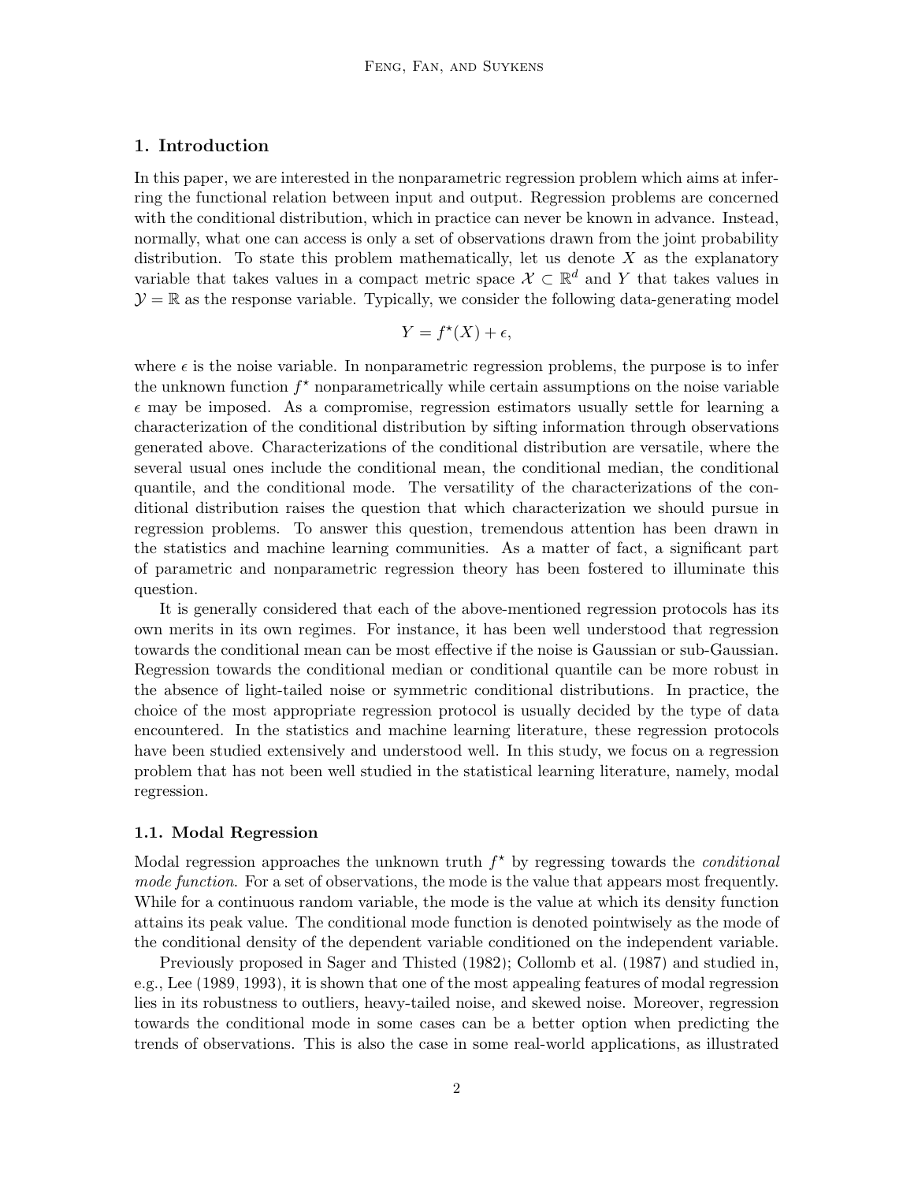## 1. Introduction

In this paper, we are interested in the nonparametric regression problem which aims at inferring the functional relation between input and output. Regression problems are concerned with the conditional distribution, which in practice can never be known in advance. Instead, normally, what one can access is only a set of observations drawn from the joint probability distribution. To state this problem mathematically, let us denote $X$ as the explanatory variable that takes values in a compact metric space $\mathcal{X} \subset \mathbb{R}^d$ and $Y$ that takes values in $\mathcal{Y} = \mathbb{R}$ as the response variable. Typically, we consider the following data-generating model

$$Y = f^\star(X) + \epsilon,$$

where $\epsilon$ is the noise variable. In nonparametric regression problems, the purpose is to infer the unknown function $f^\star$ nonparametrically while certain assumptions on the noise variable $\epsilon$ may be imposed. As a compromise, regression estimators usually settle for learning a characterization of the conditional distribution by sifting information through observations generated above. Characterizations of the conditional distribution are versatile, where the several usual ones include the conditional mean, the conditional median, the conditional quantile, and the conditional mode. The versatility of the characterizations of the conditional distribution raises the question that which characterization we should pursue in regression problems. To answer this question, tremendous attention has been drawn in the statistics and machine learning communities. As a matter of fact, a significant part of parametric and nonparametric regression theory has been fostered to illuminate this question.

It is generally considered that each of the above-mentioned regression protocols has its own merits in its own regimes. For instance, it has been well understood that regression towards the conditional mean can be most effective if the noise is Gaussian or sub-Gaussian. Regression towards the conditional median or conditional quantile can be more robust in the absence of light-tailed noise or symmetric conditional distributions. In practice, the choice of the most appropriate regression protocol is usually decided by the type of data encountered. In the statistics and machine learning literature, these regression protocols have been studied extensively and understood well. In this study, we focus on a regression problem that has not been well studied in the statistical learning literature, namely, modal regression.

### 1.1. Modal Regression

Modal regression approaches the unknown truth $f^\star$ by regressing towards the *conditional mode function*. For a set of observations, the mode is the value that appears most frequently. While for a continuous random variable, the mode is the value at which its density function attains its peak value. The conditional mode function is denoted pointwisely as the mode of the conditional density of the dependent variable conditioned on the independent variable.

Previously proposed in Sager and Thisted (1982); Collomb et al. (1987) and studied in, e.g., Lee (1989, 1993), it is shown that one of the most appealing features of modal regression lies in its robustness to outliers, heavy-tailed noise, and skewed noise. Moreover, regression towards the conditional mode in some cases can be a better option when predicting the trends of observations. This is also the case in some real-world applications, as illustrated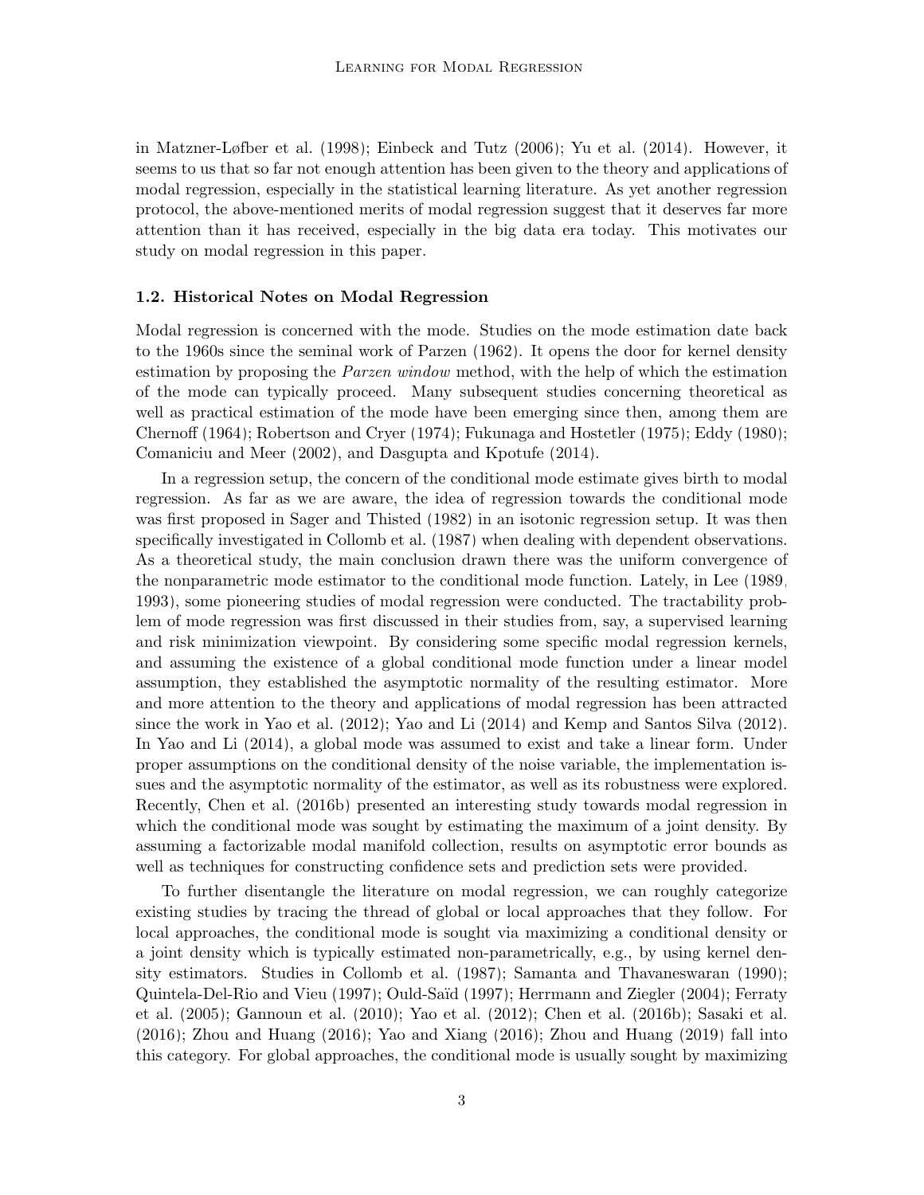in Matzner-Løfber et al. (1998); Einbeck and Tutz (2006); Yu et al. (2014). However, it seems to us that so far not enough attention has been given to the theory and applications of modal regression, especially in the statistical learning literature. As yet another regression protocol, the above-mentioned merits of modal regression suggest that it deserves far more attention than it has received, especially in the big data era today. This motivates our study on modal regression in this paper.

### 1.2. Historical Notes on Modal Regression

Modal regression is concerned with the mode. Studies on the mode estimation date back to the 1960s since the seminal work of Parzen (1962). It opens the door for kernel density estimation by proposing the *Parzen window* method, with the help of which the estimation of the mode can typically proceed. Many subsequent studies concerning theoretical as well as practical estimation of the mode have been emerging since then, among them are Chernoff (1964); Robertson and Cryer (1974); Fukunaga and Hostetler (1975); Eddy (1980); Comaniciu and Meer (2002), and Dasgupta and Kpotufe (2014).

In a regression setup, the concern of the conditional mode estimate gives birth to modal regression. As far as we are aware, the idea of regression towards the conditional mode was first proposed in Sager and Thisted (1982) in an isotonic regression setup. It was then specifically investigated in Collomb et al. (1987) when dealing with dependent observations. As a theoretical study, the main conclusion drawn there was the uniform convergence of the nonparametric mode estimator to the conditional mode function. Lately, in Lee (1989, 1993), some pioneering studies of modal regression were conducted. The tractability problem of mode regression was first discussed in their studies from, say, a supervised learning and risk minimization viewpoint. By considering some specific modal regression kernels, and assuming the existence of a global conditional mode function under a linear model assumption, they established the asymptotic normality of the resulting estimator. More and more attention to the theory and applications of modal regression has been attracted since the work in Yao et al. (2012); Yao and Li (2014) and Kemp and Santos Silva (2012). In Yao and Li (2014), a global mode was assumed to exist and take a linear form. Under proper assumptions on the conditional density of the noise variable, the implementation issues and the asymptotic normality of the estimator, as well as its robustness were explored. Recently, Chen et al. (2016b) presented an interesting study towards modal regression in which the conditional mode was sought by estimating the maximum of a joint density. By assuming a factorizable modal manifold collection, results on asymptotic error bounds as well as techniques for constructing confidence sets and prediction sets were provided.

To further disentangle the literature on modal regression, we can roughly categorize existing studies by tracing the thread of global or local approaches that they follow. For local approaches, the conditional mode is sought via maximizing a conditional density or a joint density which is typically estimated non-parametrically, e.g., by using kernel density estimators. Studies in Collomb et al. (1987); Samanta and Thavaneswaran (1990); Quintela-Del-Rio and Vieu (1997); Ould-Saïd (1997); Herrmann and Ziegler (2004); Ferraty et al. (2005); Gannoun et al. (2010); Yao et al. (2012); Chen et al. (2016b); Sasaki et al. (2016); Zhou and Huang (2016); Yao and Xiang (2016); Zhou and Huang (2019) fall into this category. For global approaches, the conditional mode is usually sought by maximizing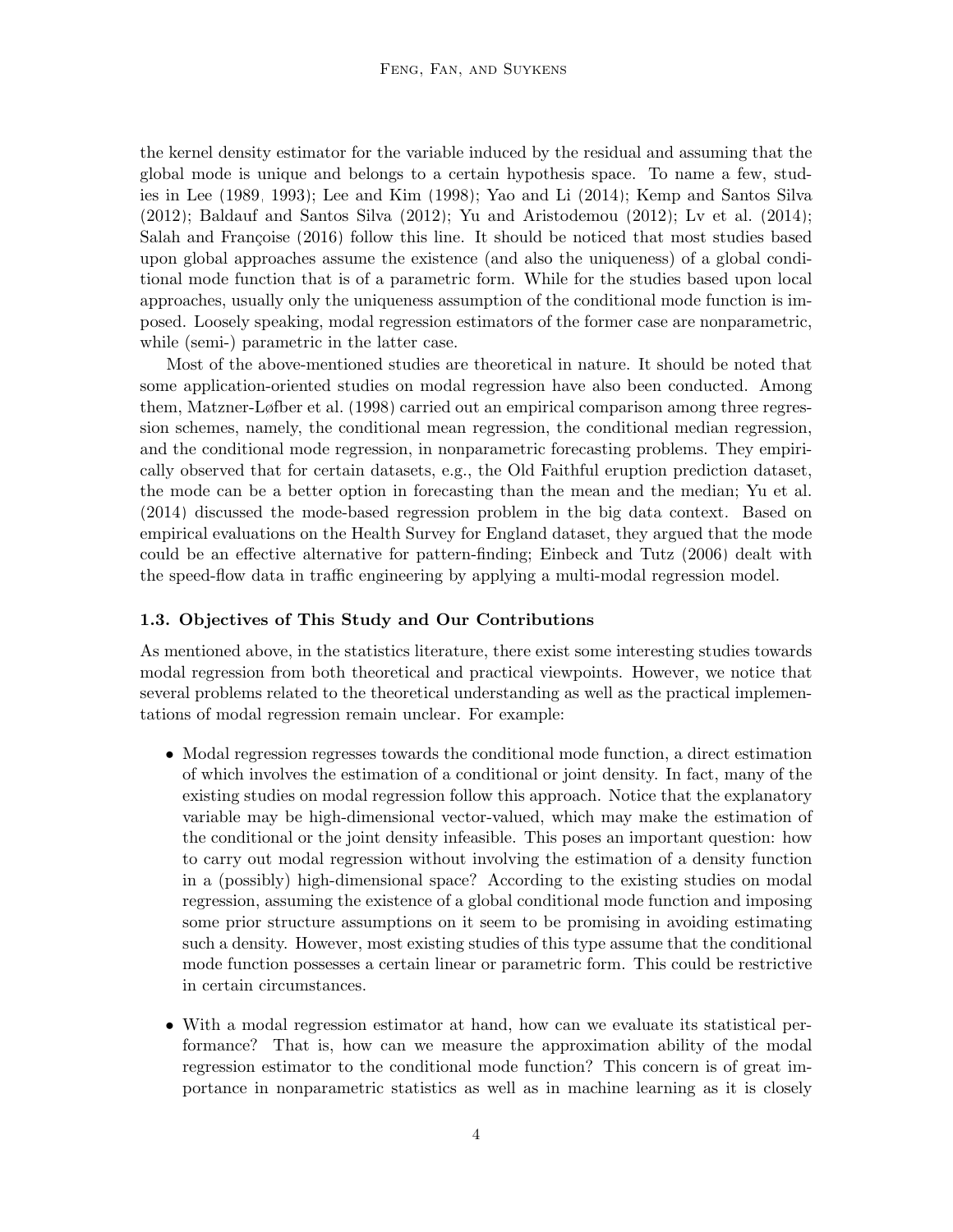the kernel density estimator for the variable induced by the residual and assuming that the global mode is unique and belongs to a certain hypothesis space. To name a few, studies in Lee (1989, 1993); Lee and Kim (1998); Yao and Li (2014); Kemp and Santos Silva (2012); Baldauf and Santos Silva (2012); Yu and Aristodemou (2012); Lv et al. (2014); Salah and Françoise (2016) follow this line. It should be noticed that most studies based upon global approaches assume the existence (and also the uniqueness) of a global conditional mode function that is of a parametric form. While for the studies based upon local approaches, usually only the uniqueness assumption of the conditional mode function is imposed. Loosely speaking, modal regression estimators of the former case are nonparametric, while (semi-) parametric in the latter case.

Most of the above-mentioned studies are theoretical in nature. It should be noted that some application-oriented studies on modal regression have also been conducted. Among them, Matzner-Løfber et al. (1998) carried out an empirical comparison among three regression schemes, namely, the conditional mean regression, the conditional median regression, and the conditional mode regression, in nonparametric forecasting problems. They empirically observed that for certain datasets, e.g., the Old Faithful eruption prediction dataset, the mode can be a better option in forecasting than the mean and the median; Yu et al. (2014) discussed the mode-based regression problem in the big data context. Based on empirical evaluations on the Health Survey for England dataset, they argued that the mode could be an effective alternative for pattern-finding; Einbeck and Tutz (2006) dealt with the speed-flow data in traffic engineering by applying a multi-modal regression model.

### 1.3. Objectives of This Study and Our Contributions

As mentioned above, in the statistics literature, there exist some interesting studies towards modal regression from both theoretical and practical viewpoints. However, we notice that several problems related to the theoretical understanding as well as the practical implementations of modal regression remain unclear. For example:

- Modal regression regresses towards the conditional mode function, a direct estimation of which involves the estimation of a conditional or joint density. In fact, many of the existing studies on modal regression follow this approach. Notice that the explanatory variable may be high-dimensional vector-valued, which may make the estimation of the conditional or the joint density infeasible. This poses an important question: how to carry out modal regression without involving the estimation of a density function in a (possibly) high-dimensional space? According to the existing studies on modal regression, assuming the existence of a global conditional mode function and imposing some prior structure assumptions on it seem to be promising in avoiding estimating such a density. However, most existing studies of this type assume that the conditional mode function possesses a certain linear or parametric form. This could be restrictive in certain circumstances.

- With a modal regression estimator at hand, how can we evaluate its statistical performance? That is, how can we measure the approximation ability of the modal regression estimator to the conditional mode function? This concern is of great importance in nonparametric statistics as well as in machine learning as it is closely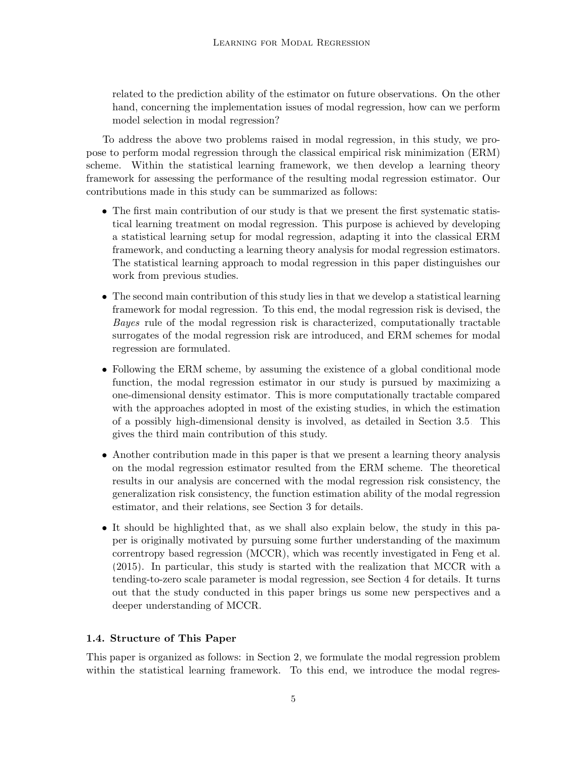related to the prediction ability of the estimator on future observations. On the other hand, concerning the implementation issues of modal regression, how can we perform model selection in modal regression?

To address the above two problems raised in modal regression, in this study, we propose to perform modal regression through the classical empirical risk minimization (ERM) scheme. Within the statistical learning framework, we then develop a learning theory framework for assessing the performance of the resulting modal regression estimator. Our contributions made in this study can be summarized as follows:

- The first main contribution of our study is that we present the first systematic statistical learning treatment on modal regression. This purpose is achieved by developing a statistical learning setup for modal regression, adapting it into the classical ERM framework, and conducting a learning theory analysis for modal regression estimators. The statistical learning approach to modal regression in this paper distinguishes our work from previous studies.

- The second main contribution of this study lies in that we develop a statistical learning framework for modal regression. To this end, the modal regression risk is devised, the *Bayes* rule of the modal regression risk is characterized, computationally tractable surrogates of the modal regression risk are introduced, and ERM schemes for modal regression are formulated.

- Following the ERM scheme, by assuming the existence of a global conditional mode function, the modal regression estimator in our study is pursued by maximizing a one-dimensional density estimator. This is more computationally tractable compared with the approaches adopted in most of the existing studies, in which the estimation of a possibly high-dimensional density is involved, as detailed in Section 3.5. This gives the third main contribution of this study.

- Another contribution made in this paper is that we present a learning theory analysis on the modal regression estimator resulted from the ERM scheme. The theoretical results in our analysis are concerned with the modal regression risk consistency, the generalization risk consistency, the function estimation ability of the modal regression estimator, and their relations, see Section 3 for details.

- It should be highlighted that, as we shall also explain below, the study in this paper is originally motivated by pursuing some further understanding of the maximum correntropy based regression (MCCR), which was recently investigated in Feng et al. (2015). In particular, this study is started with the realization that MCCR with a tending-to-zero scale parameter is modal regression, see Section 4 for details. It turns out that the study conducted in this paper brings us some new perspectives and a deeper understanding of MCCR.

### 1.4. Structure of This Paper

This paper is organized as follows: in Section 2, we formulate the modal regression problem within the statistical learning framework. To this end, we introduce the modal regres-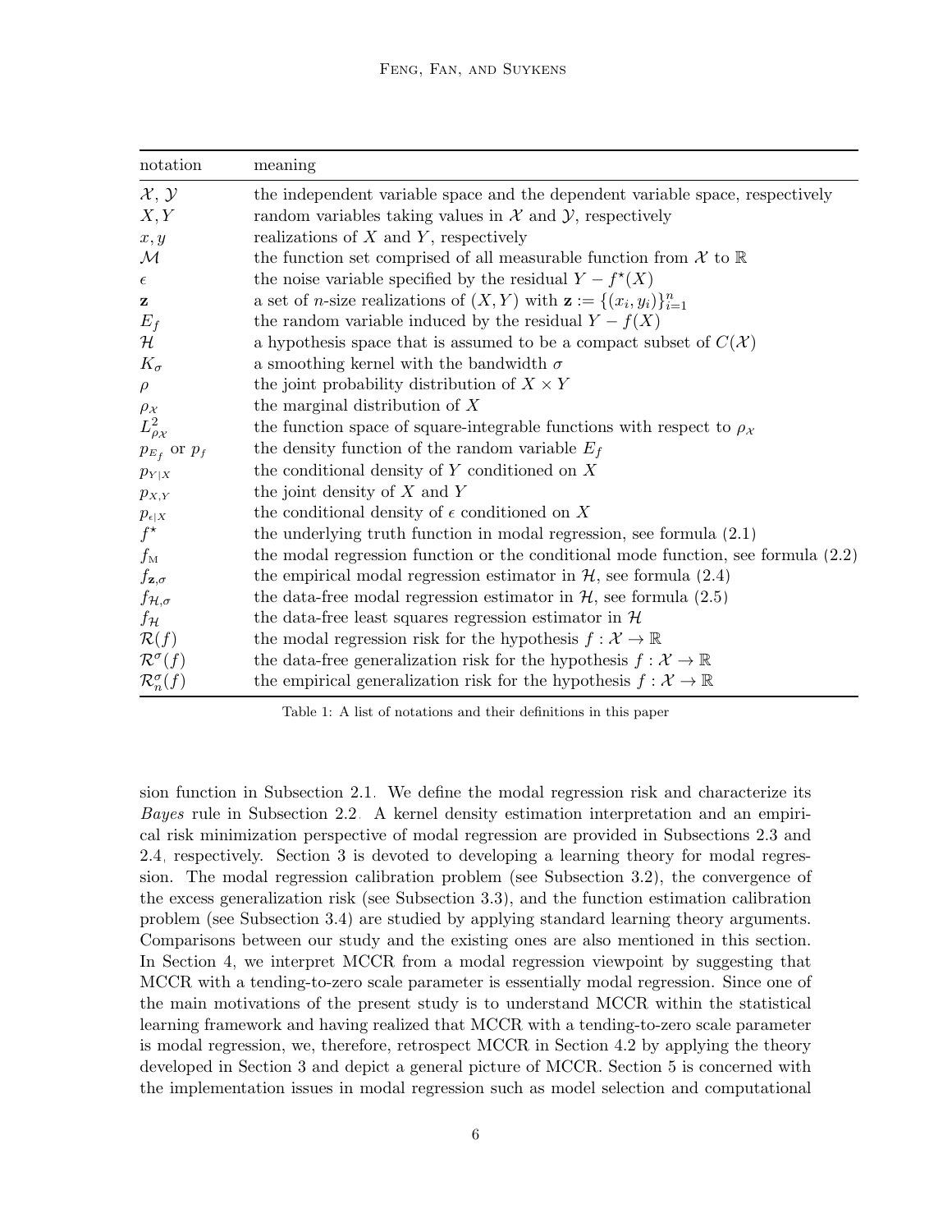| notation | meaning |
|---|---|
| $\mathcal{X}$, $\mathcal{Y}$ | the independent variable space and the dependent variable space, respectively |
| $X, Y$ | random variables taking values in $\mathcal{X}$ and $\mathcal{Y}$, respectively |
| $x, y$ | realizations of $X$ and $Y$, respectively |
| $\mathcal{M}$ | the function set comprised of all measurable function from $\mathcal{X}$ to $\mathbb{R}$ |
| $\epsilon$ | the noise variable specified by the residual $Y - f^\star(X)$ |
| $\mathbf{z}$ | a set of $n$-size realizations of $(X, Y)$ with $\mathbf{z} := \{(x_i, y_i)\}_{i=1}^n$ |
| $E_f$ | the random variable induced by the residual $Y - f(X)$ |
| $\mathcal{H}$ | a hypothesis space that is assumed to be a compact subset of $C(\mathcal{X})$ |
| $K_\sigma$ | a smoothing kernel with the bandwidth $\sigma$ |
| $\rho$ | the joint probability distribution of $X \times Y$ |
| $\rho_{\mathcal{X}}$ | the marginal distribution of $X$ |
| $L^2_{\rho_{\mathcal{X}}}$ | the function space of square-integrable functions with respect to $\rho_{\mathcal{X}}$ |
| $p_{E_f}$ or $p_f$ | the density function of the random variable $E_f$ |
| $p_{Y\|X}$ | the conditional density of $Y$ conditioned on $X$ |
| $p_{X,Y}$ | the joint density of $X$ and $Y$ |
| $p_{\epsilon\|X}$ | the conditional density of $\epsilon$ conditioned on $X$ |
| $f^\star$ | the underlying truth function in modal regression, see formula (2.1) |
| $f_{\mathrm{M}}$ | the modal regression function or the conditional mode function, see formula (2.2) |
| $f_{\mathbf{z},\sigma}$ | the empirical modal regression estimator in $\mathcal{H}$, see formula (2.4) |
| $f_{\mathcal{H},\sigma}$ | the data-free modal regression estimator in $\mathcal{H}$, see formula (2.5) |
| $f_{\mathcal{H}}$ | the data-free least squares regression estimator in $\mathcal{H}$ |
| $\mathcal{R}(f)$ | the modal regression risk for the hypothesis $f : \mathcal{X} \to \mathbb{R}$ |
| $\mathcal{R}^\sigma(f)$ | the data-free generalization risk for the hypothesis $f : \mathcal{X} \to \mathbb{R}$ |
| $\mathcal{R}^\sigma_n(f)$ | the empirical generalization risk for the hypothesis $f : \mathcal{X} \to \mathbb{R}$ |

Table 1: A list of notations and their definitions in this paper

sion function in Subsection 2.1. We define the modal regression risk and characterize its *Bayes* rule in Subsection 2.2. A kernel density estimation interpretation and an empirical risk minimization perspective of modal regression are provided in Subsections 2.3 and 2.4, respectively. Section 3 is devoted to developing a learning theory for modal regression. The modal regression calibration problem (see Subsection 3.2), the convergence of the excess generalization risk (see Subsection 3.3), and the function estimation calibration problem (see Subsection 3.4) are studied by applying standard learning theory arguments. Comparisons between our study and the existing ones are also mentioned in this section. In Section 4, we interpret MCCR from a modal regression viewpoint by suggesting that MCCR with a tending-to-zero scale parameter is essentially modal regression. Since one of the main motivations of the present study is to understand MCCR within the statistical learning framework and having realized that MCCR with a tending-to-zero scale parameter is modal regression, we, therefore, retrospect MCCR in Section 4.2 by applying the theory developed in Section 3 and depict a general picture of MCCR. Section 5 is concerned with the implementation issues in modal regression such as model selection and computational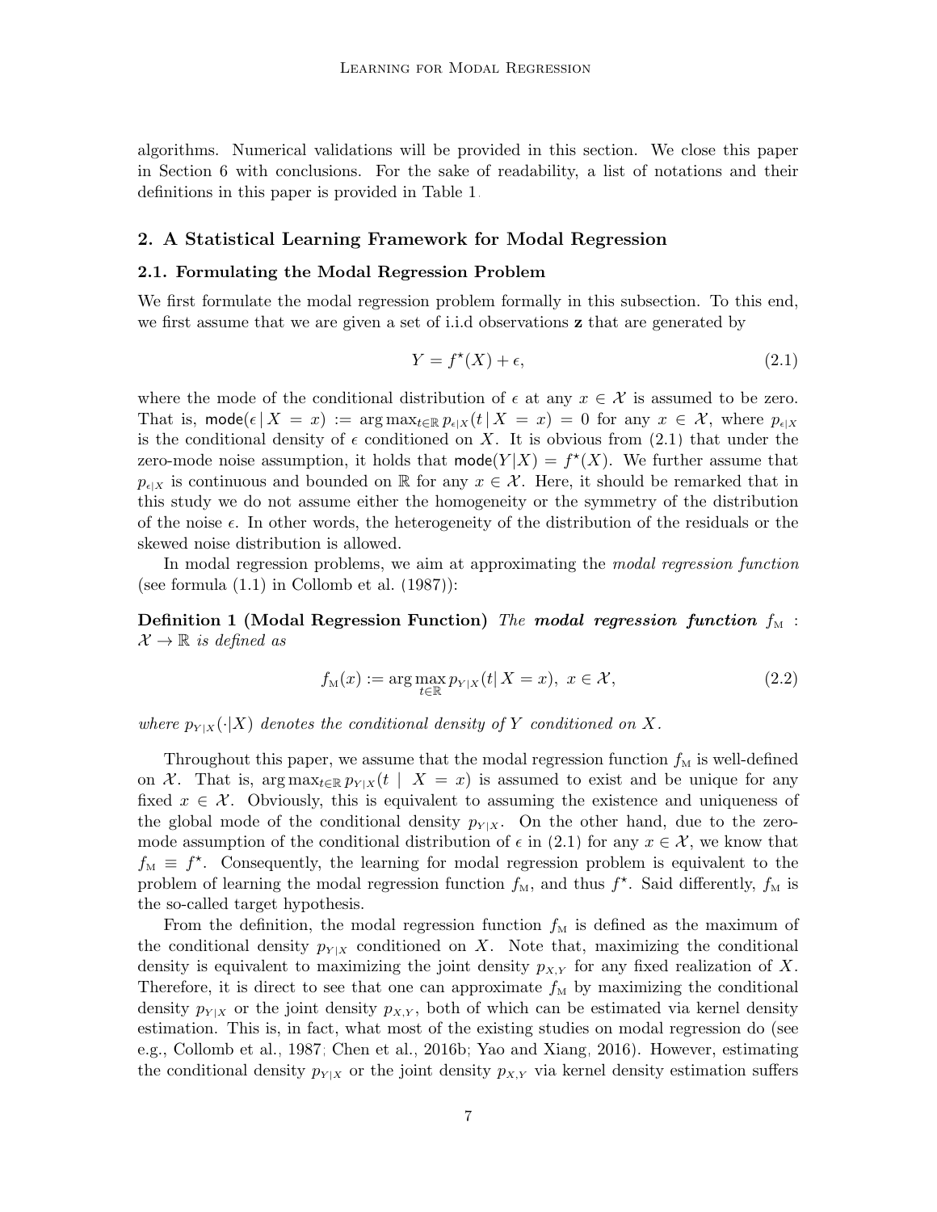algorithms. Numerical validations will be provided in this section. We close this paper in Section 6 with conclusions. For the sake of readability, a list of notations and their definitions in this paper is provided in Table 1.

## 2. A Statistical Learning Framework for Modal Regression

### 2.1. Formulating the Modal Regression Problem

We first formulate the modal regression problem formally in this subsection. To this end, we first assume that we are given a set of i.i.d observations $\mathbf{z}$ that are generated by

$$Y = f^{\star}(X) + \epsilon, \tag{2.1}$$

where the mode of the conditional distribution of $\epsilon$ at any $x \in \mathcal{X}$ is assumed to be zero. That is, $\mathsf{mode}(\epsilon \,|\, X = x) := \arg\max_{t \in \mathbb{R}} p_{\epsilon|X}(t \,|\, X = x) = 0$ for any $x \in \mathcal{X}$, where $p_{\epsilon|X}$ is the conditional density of $\epsilon$ conditioned on $X$. It is obvious from (2.1) that under the zero-mode noise assumption, it holds that $\mathsf{mode}(Y|X) = f^{\star}(X)$. We further assume that $p_{\epsilon|X}$ is continuous and bounded on $\mathbb{R}$ for any $x \in \mathcal{X}$. Here, it should be remarked that in this study we do not assume either the homogeneity or the symmetry of the distribution of the noise $\epsilon$. In other words, the heterogeneity of the distribution of the residuals or the skewed noise distribution is allowed.

In modal regression problems, we aim at approximating the *modal regression function* (see formula (1.1) in Collomb et al. (1987)):

**Definition 1 (Modal Regression Function)** *The* ***modal regression function*** $f_{\mathrm{M}} : \mathcal{X} \to \mathbb{R}$ *is defined as*

$$f_{\mathrm{M}}(x) := \arg\max_{t \in \mathbb{R}} p_{Y|X}(t | \, X = x), \; x \in \mathcal{X}, \tag{2.2}$$

*where $p_{Y|X}(\cdot|X)$ denotes the conditional density of $Y$ conditioned on $X$.*

Throughout this paper, we assume that the modal regression function $f_{\mathrm{M}}$ is well-defined on $\mathcal{X}$. That is, $\arg\max_{t \in \mathbb{R}} p_{Y|X}(t \mid X = x)$ is assumed to exist and be unique for any fixed $x \in \mathcal{X}$. Obviously, this is equivalent to assuming the existence and uniqueness of the global mode of the conditional density $p_{Y|X}$. On the other hand, due to the zero-mode assumption of the conditional distribution of $\epsilon$ in (2.1) for any $x \in \mathcal{X}$, we know that $f_{\mathrm{M}} \equiv f^{\star}$. Consequently, the learning for modal regression problem is equivalent to the problem of learning the modal regression function $f_{\mathrm{M}}$, and thus $f^{\star}$. Said differently, $f_{\mathrm{M}}$ is the so-called target hypothesis.

From the definition, the modal regression function $f_{\mathrm{M}}$ is defined as the maximum of the conditional density $p_{Y|X}$ conditioned on $X$. Note that, maximizing the conditional density is equivalent to maximizing the joint density $p_{X,Y}$ for any fixed realization of $X$. Therefore, it is direct to see that one can approximate $f_{\mathrm{M}}$ by maximizing the conditional density $p_{Y|X}$ or the joint density $p_{X,Y}$, both of which can be estimated via kernel density estimation. This is, in fact, what most of the existing studies on modal regression do (see e.g., Collomb et al., 1987; Chen et al., 2016b; Yao and Xiang, 2016). However, estimating the conditional density $p_{Y|X}$ or the joint density $p_{X,Y}$ via kernel density estimation suffers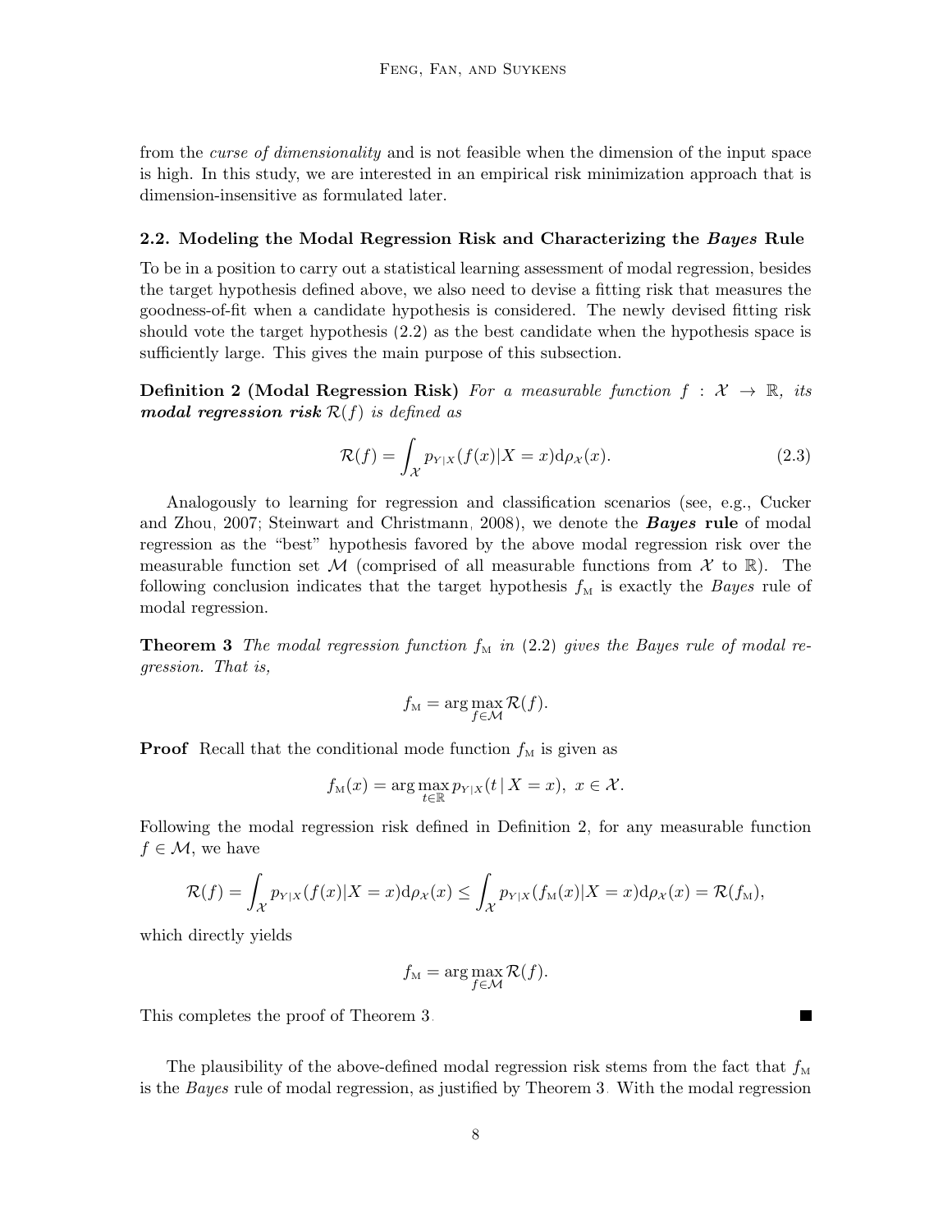from the *curse of dimensionality* and is not feasible when the dimension of the input space is high. In this study, we are interested in an empirical risk minimization approach that is dimension-insensitive as formulated later.

### 2.2. Modeling the Modal Regression Risk and Characterizing the *Bayes* Rule

To be in a position to carry out a statistical learning assessment of modal regression, besides the target hypothesis defined above, we also need to devise a fitting risk that measures the goodness-of-fit when a candidate hypothesis is considered. The newly devised fitting risk should vote the target hypothesis (2.2) as the best candidate when the hypothesis space is sufficiently large. This gives the main purpose of this subsection.

**Definition 2 (Modal Regression Risk)** *For a measurable function $f : \mathcal{X} \to \mathbb{R}$, its* ***modal regression risk*** *$\mathcal{R}(f)$ is defined as*

$$\mathcal{R}(f) = \int_{\mathcal{X}} p_{Y|X}(f(x)|X = x)\mathrm{d}\rho_{\mathcal{X}}(x). \tag{2.3}$$

Analogously to learning for regression and classification scenarios (see, e.g., Cucker and Zhou, 2007; Steinwart and Christmann, 2008), we denote the ***Bayes*** **rule** of modal regression as the "best" hypothesis favored by the above modal regression risk over the measurable function set $\mathcal{M}$ (comprised of all measurable functions from $\mathcal{X}$ to $\mathbb{R}$). The following conclusion indicates that the target hypothesis $f_{\mathrm{M}}$ is exactly the *Bayes* rule of modal regression.

**Theorem 3** *The modal regression function $f_{\mathrm{M}}$ in (2.2) gives the Bayes rule of modal regression. That is,*

$$f_{\mathrm{M}} = \arg\max_{f \in \mathcal{M}} \mathcal{R}(f).$$

**Proof** Recall that the conditional mode function $f_{\mathrm{M}}$ is given as

$$f_{\mathrm{M}}(x) = \arg\max_{t \in \mathbb{R}} p_{Y|X}(t \,|\, X = x),\ x \in \mathcal{X}.$$

Following the modal regression risk defined in Definition 2, for any measurable function $f \in \mathcal{M}$, we have

$$\mathcal{R}(f) = \int_{\mathcal{X}} p_{Y|X}(f(x)|X = x)\mathrm{d}\rho_{\mathcal{X}}(x) \leq \int_{\mathcal{X}} p_{Y|X}(f_{\mathrm{M}}(x)|X = x)\mathrm{d}\rho_{\mathcal{X}}(x) = \mathcal{R}(f_{\mathrm{M}}),$$

which directly yields

$$f_{\mathrm{M}} = \arg\max_{f \in \mathcal{M}} \mathcal{R}(f).$$

This completes the proof of Theorem 3. ∎

The plausibility of the above-defined modal regression risk stems from the fact that $f_{\mathrm{M}}$ is the *Bayes* rule of modal regression, as justified by Theorem 3. With the modal regression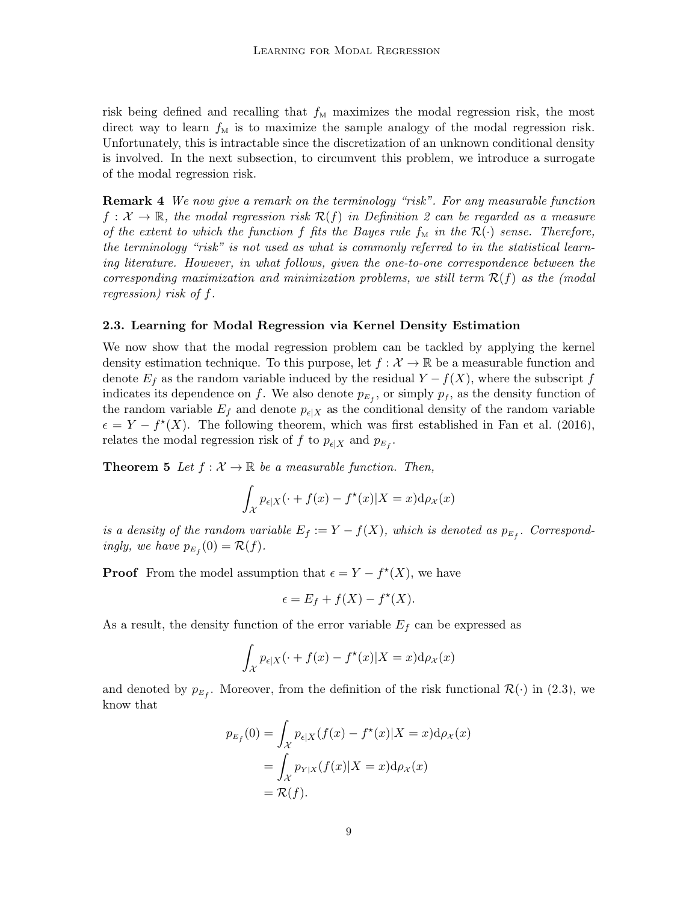risk being defined and recalling that $f_{\mathrm{M}}$ maximizes the modal regression risk, the most direct way to learn $f_{\mathrm{M}}$ is to maximize the sample analogy of the modal regression risk. Unfortunately, this is intractable since the discretization of an unknown conditional density is involved. In the next subsection, to circumvent this problem, we introduce a surrogate of the modal regression risk.

**Remark 4** *We now give a remark on the terminology "risk". For any measurable function $f : \mathcal{X} \to \mathbb{R}$, the modal regression risk $\mathcal{R}(f)$ in Definition 2 can be regarded as a measure of the extent to which the function $f$ fits the Bayes rule $f_{\mathrm{M}}$ in the $\mathcal{R}(\cdot)$ sense. Therefore, the terminology "risk" is not used as what is commonly referred to in the statistical learning literature. However, in what follows, given the one-to-one correspondence between the corresponding maximization and minimization problems, we still term $\mathcal{R}(f)$ as the (modal regression) risk of $f$.*

### 2.3. Learning for Modal Regression via Kernel Density Estimation

We now show that the modal regression problem can be tackled by applying the kernel density estimation technique. To this purpose, let $f : \mathcal{X} \to \mathbb{R}$ be a measurable function and denote $E_f$ as the random variable induced by the residual $Y - f(X)$, where the subscript $f$ indicates its dependence on $f$. We also denote $p_{E_f}$, or simply $p_f$, as the density function of the random variable $E_f$ and denote $p_{\epsilon|X}$ as the conditional density of the random variable $\epsilon = Y - f^\star(X)$. The following theorem, which was first established in Fan et al. (2016), relates the modal regression risk of $f$ to $p_{\epsilon|X}$ and $p_{E_f}$.

**Theorem 5** *Let $f : \mathcal{X} \to \mathbb{R}$ be a measurable function. Then,*

$$\int_{\mathcal{X}} p_{\epsilon|X}(\cdot + f(x) - f^\star(x)|X = x)\mathrm{d}\rho_{\mathcal{X}}(x)$$

*is a density of the random variable $E_f := Y - f(X)$, which is denoted as $p_{E_f}$. Correspondingly, we have $p_{E_f}(0) = \mathcal{R}(f)$.*

**Proof** From the model assumption that $\epsilon = Y - f^\star(X)$, we have

$$\epsilon = E_f + f(X) - f^\star(X).$$

As a result, the density function of the error variable $E_f$ can be expressed as

$$\int_{\mathcal{X}} p_{\epsilon|X}(\cdot + f(x) - f^\star(x)|X = x)\mathrm{d}\rho_{\mathcal{X}}(x)$$

and denoted by $p_{E_f}$. Moreover, from the definition of the risk functional $\mathcal{R}(\cdot)$ in (2.3), we know that

$$\begin{aligned}
p_{E_f}(0) &= \int_{\mathcal{X}} p_{\epsilon|X}(f(x) - f^\star(x)|X = x)\mathrm{d}\rho_{\mathcal{X}}(x) \\
&= \int_{\mathcal{X}} p_{Y|X}(f(x)|X = x)\mathrm{d}\rho_{\mathcal{X}}(x) \\
&= \mathcal{R}(f).
\end{aligned}$$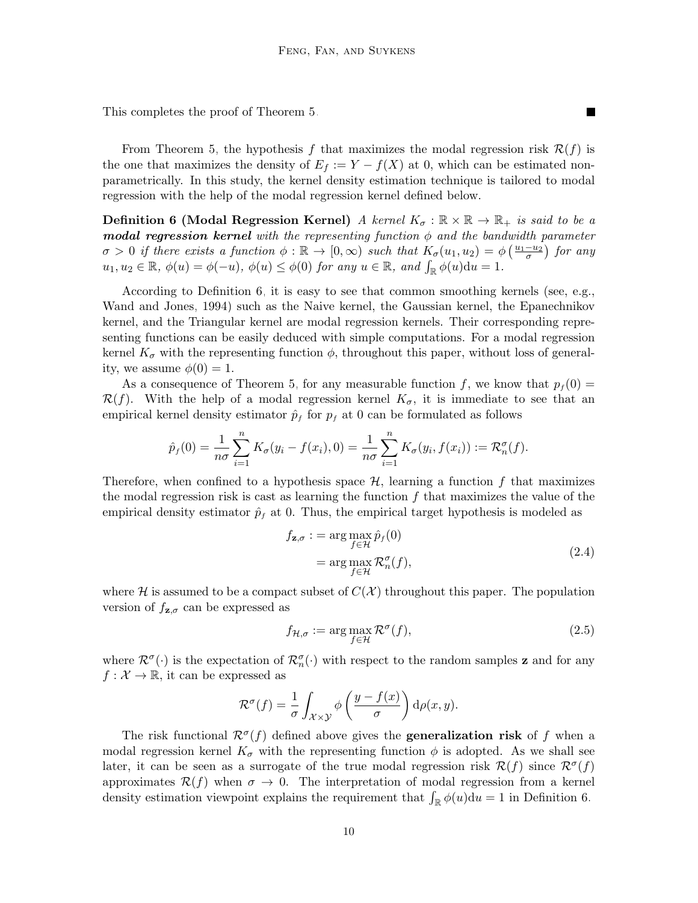This completes the proof of Theorem 5. ■

From Theorem 5, the hypothesis $f$ that maximizes the modal regression risk $\mathcal{R}(f)$ is the one that maximizes the density of $E_f := Y - f(X)$ at 0, which can be estimated nonparametrically. In this study, the kernel density estimation technique is tailored to modal regression with the help of the modal regression kernel defined below.

**Definition 6 (Modal Regression Kernel)** *A kernel $K_\sigma : \mathbb{R} \times \mathbb{R} \to \mathbb{R}_+$ is said to be a **modal regression kernel** with the representing function $\phi$ and the bandwidth parameter $\sigma > 0$ if there exists a function $\phi : \mathbb{R} \to [0, \infty)$ such that $K_\sigma(u_1, u_2) = \phi\left(\frac{u_1 - u_2}{\sigma}\right)$ for any $u_1, u_2 \in \mathbb{R}$, $\phi(u) = \phi(-u)$, $\phi(u) \leq \phi(0)$ for any $u \in \mathbb{R}$, and $\int_{\mathbb{R}} \phi(u)\mathrm{d}u = 1$.*

According to Definition 6, it is easy to see that common smoothing kernels (see, e.g., Wand and Jones, 1994) such as the Naive kernel, the Gaussian kernel, the Epanechnikov kernel, and the Triangular kernel are modal regression kernels. Their corresponding representing functions can be easily deduced with simple computations. For a modal regression kernel $K_\sigma$ with the representing function $\phi$, throughout this paper, without loss of generality, we assume $\phi(0) = 1$.

As a consequence of Theorem 5, for any measurable function $f$, we know that $p_f(0) = \mathcal{R}(f)$. With the help of a modal regression kernel $K_\sigma$, it is immediate to see that an empirical kernel density estimator $\hat{p}_f$ for $p_f$ at 0 can be formulated as follows

$$\hat{p}_f(0) = \frac{1}{n\sigma}\sum_{i=1}^{n} K_\sigma(y_i - f(x_i), 0) = \frac{1}{n\sigma}\sum_{i=1}^{n} K_\sigma(y_i, f(x_i)) := \mathcal{R}_n^\sigma(f).$$

Therefore, when confined to a hypothesis space $\mathcal{H}$, learning a function $f$ that maximizes the modal regression risk is cast as learning the function $f$ that maximizes the value of the empirical density estimator $\hat{p}_f$ at 0. Thus, the empirical target hypothesis is modeled as

$$\begin{aligned} f_{\mathbf{z},\sigma} :&= \arg\max_{f\in\mathcal{H}} \hat{p}_f(0) \\ &= \arg\max_{f\in\mathcal{H}} \mathcal{R}_n^\sigma(f), \end{aligned} \tag{2.4}$$

where $\mathcal{H}$ is assumed to be a compact subset of $C(\mathcal{X})$ throughout this paper. The population version of $f_{\mathbf{z},\sigma}$ can be expressed as

$$f_{\mathcal{H},\sigma} := \arg\max_{f\in\mathcal{H}} \mathcal{R}^\sigma(f), \tag{2.5}$$

where $\mathcal{R}^\sigma(\cdot)$ is the expectation of $\mathcal{R}_n^\sigma(\cdot)$ with respect to the random samples $\mathbf{z}$ and for any $f : \mathcal{X} \to \mathbb{R}$, it can be expressed as

$$\mathcal{R}^\sigma(f) = \frac{1}{\sigma}\int_{\mathcal{X}\times\mathcal{Y}} \phi\left(\frac{y - f(x)}{\sigma}\right)\mathrm{d}\rho(x, y).$$

The risk functional $\mathcal{R}^\sigma(f)$ defined above gives the **generalization risk** of $f$ when a modal regression kernel $K_\sigma$ with the representing function $\phi$ is adopted. As we shall see later, it can be seen as a surrogate of the true modal regression risk $\mathcal{R}(f)$ since $\mathcal{R}^\sigma(f)$ approximates $\mathcal{R}(f)$ when $\sigma \to 0$. The interpretation of modal regression from a kernel density estimation viewpoint explains the requirement that $\int_{\mathbb{R}} \phi(u)\mathrm{d}u = 1$ in Definition 6.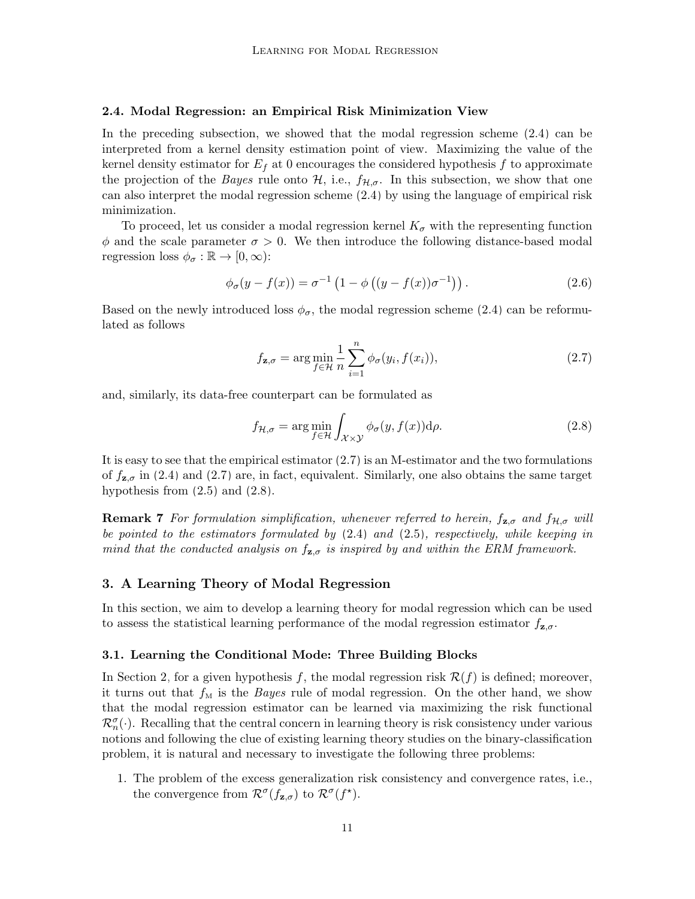### 2.4. Modal Regression: an Empirical Risk Minimization View

In the preceding subsection, we showed that the modal regression scheme (2.4) can be interpreted from a kernel density estimation point of view. Maximizing the value of the kernel density estimator for $E_f$ at 0 encourages the considered hypothesis $f$ to approximate the projection of the *Bayes* rule onto $\mathcal{H}$, i.e., $f_{\mathcal{H},\sigma}$. In this subsection, we show that one can also interpret the modal regression scheme (2.4) by using the language of empirical risk minimization.

To proceed, let us consider a modal regression kernel $K_\sigma$ with the representing function $\phi$ and the scale parameter $\sigma > 0$. We then introduce the following distance-based modal regression loss $\phi_\sigma : \mathbb{R} \to [0, \infty)$:

$$\phi_\sigma(y - f(x)) = \sigma^{-1}\left(1 - \phi\left((y - f(x))\sigma^{-1}\right)\right). \tag{2.6}$$

Based on the newly introduced loss $\phi_\sigma$, the modal regression scheme (2.4) can be reformulated as follows

$$f_{\mathbf{z},\sigma} = \arg\min_{f \in \mathcal{H}} \frac{1}{n} \sum_{i=1}^{n} \phi_\sigma(y_i, f(x_i)), \tag{2.7}$$

and, similarly, its data-free counterpart can be formulated as

$$f_{\mathcal{H},\sigma} = \arg\min_{f \in \mathcal{H}} \int_{\mathcal{X} \times \mathcal{Y}} \phi_\sigma(y, f(x)) \mathrm{d}\rho. \tag{2.8}$$

It is easy to see that the empirical estimator (2.7) is an M-estimator and the two formulations of $f_{\mathbf{z},\sigma}$ in (2.4) and (2.7) are, in fact, equivalent. Similarly, one also obtains the same target hypothesis from (2.5) and (2.8).

**Remark 7** *For formulation simplification, whenever referred to herein, $f_{\mathbf{z},\sigma}$ and $f_{\mathcal{H},\sigma}$ will be pointed to the estimators formulated by* (2.4) *and* (2.5)*, respectively, while keeping in mind that the conducted analysis on $f_{\mathbf{z},\sigma}$ is inspired by and within the ERM framework.*

## 3. A Learning Theory of Modal Regression

In this section, we aim to develop a learning theory for modal regression which can be used to assess the statistical learning performance of the modal regression estimator $f_{\mathbf{z},\sigma}$.

### 3.1. Learning the Conditional Mode: Three Building Blocks

In Section 2, for a given hypothesis $f$, the modal regression risk $\mathcal{R}(f)$ is defined; moreover, it turns out that $f_{\mathrm{M}}$ is the *Bayes* rule of modal regression. On the other hand, we show that the modal regression estimator can be learned via maximizing the risk functional $\mathcal{R}_n^\sigma(\cdot)$. Recalling that the central concern in learning theory is risk consistency under various notions and following the clue of existing learning theory studies on the binary-classification problem, it is natural and necessary to investigate the following three problems:

1. The problem of the excess generalization risk consistency and convergence rates, i.e., the convergence from $\mathcal{R}^\sigma(f_{\mathbf{z},\sigma})$ to $\mathcal{R}^\sigma(f^\star)$.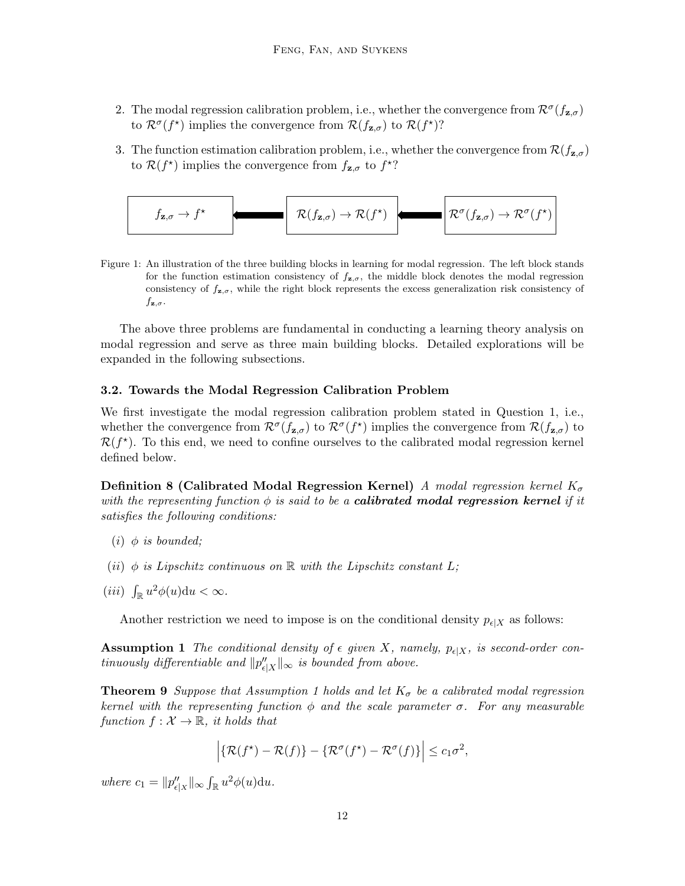2. The modal regression calibration problem, i.e., whether the convergence from $\mathcal{R}^\sigma(f_{\mathbf{z},\sigma})$ to $\mathcal{R}^\sigma(f^\star)$ implies the convergence from $\mathcal{R}(f_{\mathbf{z},\sigma})$ to $\mathcal{R}(f^\star)$?

3. The function estimation calibration problem, i.e., whether the convergence from $\mathcal{R}(f_{\mathbf{z},\sigma})$ to $\mathcal{R}(f^\star)$ implies the convergence from $f_{\mathbf{z},\sigma}$ to $f^\star$?

$f_{\mathbf{z},\sigma} \to f^\star$ ⟸ $\mathcal{R}(f_{\mathbf{z},\sigma}) \to \mathcal{R}(f^\star)$ ⟸ $\mathcal{R}^\sigma(f_{\mathbf{z},\sigma}) \to \mathcal{R}^\sigma(f^\star)$

Figure 1: An illustration of the three building blocks in learning for modal regression. The left block stands for the function estimation consistency of $f_{\mathbf{z},\sigma}$, the middle block denotes the modal regression consistency of $f_{\mathbf{z},\sigma}$, while the right block represents the excess generalization risk consistency of $f_{\mathbf{z},\sigma}$.

The above three problems are fundamental in conducting a learning theory analysis on modal regression and serve as three main building blocks. Detailed explorations will be expanded in the following subsections.

### 3.2. Towards the Modal Regression Calibration Problem

We first investigate the modal regression calibration problem stated in Question 1, i.e., whether the convergence from $\mathcal{R}^\sigma(f_{\mathbf{z},\sigma})$ to $\mathcal{R}^\sigma(f^\star)$ implies the convergence from $\mathcal{R}(f_{\mathbf{z},\sigma})$ to $\mathcal{R}(f^\star)$. To this end, we need to confine ourselves to the calibrated modal regression kernel defined below.

**Definition 8 (Calibrated Modal Regression Kernel)** *A modal regression kernel $K_\sigma$ with the representing function $\phi$ is said to be a* ***calibrated modal regression kernel*** *if it satisfies the following conditions:*

*(i)* $\phi$ *is bounded;*

*(ii)* $\phi$ *is Lipschitz continuous on* $\mathbb{R}$ *with the Lipschitz constant* $L$*;*

*(iii)* $\int_{\mathbb{R}} u^2\phi(u)\mathrm{d}u < \infty$.

Another restriction we need to impose is on the conditional density $p_{\epsilon|X}$ as follows:

**Assumption 1** *The conditional density of $\epsilon$ given $X$, namely, $p_{\epsilon|X}$, is second-order continuously differentiable and $\|p''_{\epsilon|X}\|_\infty$ is bounded from above.*

**Theorem 9** *Suppose that Assumption 1 holds and let $K_\sigma$ be a calibrated modal regression kernel with the representing function $\phi$ and the scale parameter $\sigma$. For any measurable function $f : \mathcal{X} \to \mathbb{R}$, it holds that*

$$\Big|\{\mathcal{R}(f^\star) - \mathcal{R}(f)\} - \{\mathcal{R}^\sigma(f^\star) - \mathcal{R}^\sigma(f)\}\Big| \leq c_1\sigma^2,$$

*where* $c_1 = \|p''_{\epsilon|X}\|_\infty \int_{\mathbb{R}} u^2\phi(u)\mathrm{d}u$.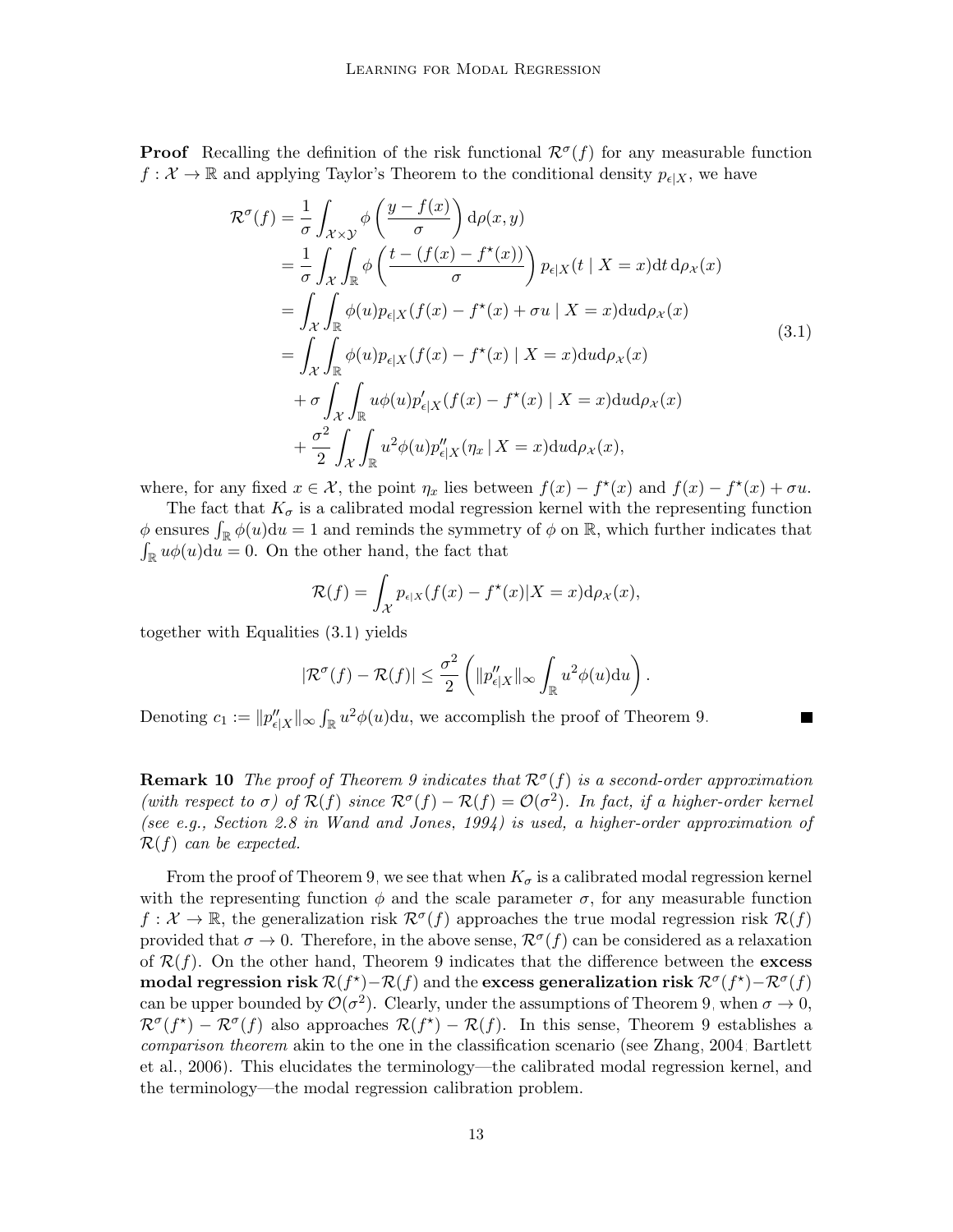**Proof** Recalling the definition of the risk functional $\mathcal{R}^\sigma(f)$ for any measurable function $f : \mathcal{X} \to \mathbb{R}$ and applying Taylor's Theorem to the conditional density $p_{\epsilon|X}$, we have

$$
\begin{aligned}
\mathcal{R}^\sigma(f) &= \frac{1}{\sigma}\int_{\mathcal{X}\times\mathcal{Y}} \phi\left(\frac{y-f(x)}{\sigma}\right)\mathrm{d}\rho(x,y) \\
&= \frac{1}{\sigma}\int_{\mathcal{X}}\int_{\mathbb{R}} \phi\left(\frac{t-(f(x)-f^\star(x))}{\sigma}\right) p_{\epsilon|X}(t \mid X=x)\mathrm{d}t\,\mathrm{d}\rho_{\mathcal{X}}(x) \\
&= \int_{\mathcal{X}}\int_{\mathbb{R}} \phi(u) p_{\epsilon|X}(f(x)-f^\star(x)+\sigma u \mid X=x)\mathrm{d}u\mathrm{d}\rho_{\mathcal{X}}(x) \\
&= \int_{\mathcal{X}}\int_{\mathbb{R}} \phi(u) p_{\epsilon|X}(f(x)-f^\star(x) \mid X=x)\mathrm{d}u\mathrm{d}\rho_{\mathcal{X}}(x) \\
&\quad + \sigma\int_{\mathcal{X}}\int_{\mathbb{R}} u\phi(u) p'_{\epsilon|X}(f(x)-f^\star(x) \mid X=x)\mathrm{d}u\mathrm{d}\rho_{\mathcal{X}}(x) \\
&\quad + \frac{\sigma^2}{2}\int_{\mathcal{X}}\int_{\mathbb{R}} u^2\phi(u) p''_{\epsilon|X}(\eta_x \,|\, X=x)\mathrm{d}u\mathrm{d}\rho_{\mathcal{X}}(x),
\end{aligned}
\tag{3.1}
$$

where, for any fixed $x \in \mathcal{X}$, the point $\eta_x$ lies between $f(x) - f^\star(x)$ and $f(x) - f^\star(x) + \sigma u$.

The fact that $K_\sigma$ is a calibrated modal regression kernel with the representing function $\phi$ ensures $\int_{\mathbb{R}} \phi(u)\mathrm{d}u = 1$ and reminds the symmetry of $\phi$ on $\mathbb{R}$, which further indicates that $\int_{\mathbb{R}} u\phi(u)\mathrm{d}u = 0$. On the other hand, the fact that

$$
\mathcal{R}(f) = \int_{\mathcal{X}} p_{\epsilon|X}(f(x)-f^\star(x)|X=x)\mathrm{d}\rho_{\mathcal{X}}(x),
$$

together with Equalities (3.1) yields

$$
|\mathcal{R}^\sigma(f) - \mathcal{R}(f)| \leq \frac{\sigma^2}{2}\left(\|p''_{\epsilon|X}\|_\infty \int_{\mathbb{R}} u^2\phi(u)\mathrm{d}u\right).
$$

Denoting $c_1 := \|p''_{\epsilon|X}\|_\infty \int_{\mathbb{R}} u^2\phi(u)\mathrm{d}u$, we accomplish the proof of Theorem 9. ■

**Remark 10** *The proof of Theorem 9 indicates that $\mathcal{R}^\sigma(f)$ is a second-order approximation (with respect to $\sigma$) of $\mathcal{R}(f)$ since $\mathcal{R}^\sigma(f) - \mathcal{R}(f) = \mathcal{O}(\sigma^2)$. In fact, if a higher-order kernel (see e.g., Section 2.8 in Wand and Jones, 1994) is used, a higher-order approximation of $\mathcal{R}(f)$ can be expected.*

From the proof of Theorem 9, we see that when $K_\sigma$ is a calibrated modal regression kernel with the representing function $\phi$ and the scale parameter $\sigma$, for any measurable function $f : \mathcal{X} \to \mathbb{R}$, the generalization risk $\mathcal{R}^\sigma(f)$ approaches the true modal regression risk $\mathcal{R}(f)$ provided that $\sigma \to 0$. Therefore, in the above sense, $\mathcal{R}^\sigma(f)$ can be considered as a relaxation of $\mathcal{R}(f)$. On the other hand, Theorem 9 indicates that the difference between the **excess modal regression risk** $\mathcal{R}(f^\star)-\mathcal{R}(f)$ and the **excess generalization risk** $\mathcal{R}^\sigma(f^\star)-\mathcal{R}^\sigma(f)$ can be upper bounded by $\mathcal{O}(\sigma^2)$. Clearly, under the assumptions of Theorem 9, when $\sigma \to 0$, $\mathcal{R}^\sigma(f^\star) - \mathcal{R}^\sigma(f)$ also approaches $\mathcal{R}(f^\star) - \mathcal{R}(f)$. In this sense, Theorem 9 establishes a *comparison theorem* akin to the one in the classification scenario (see Zhang, 2004; Bartlett et al., 2006). This elucidates the terminology—the calibrated modal regression kernel, and the terminology—the modal regression calibration problem.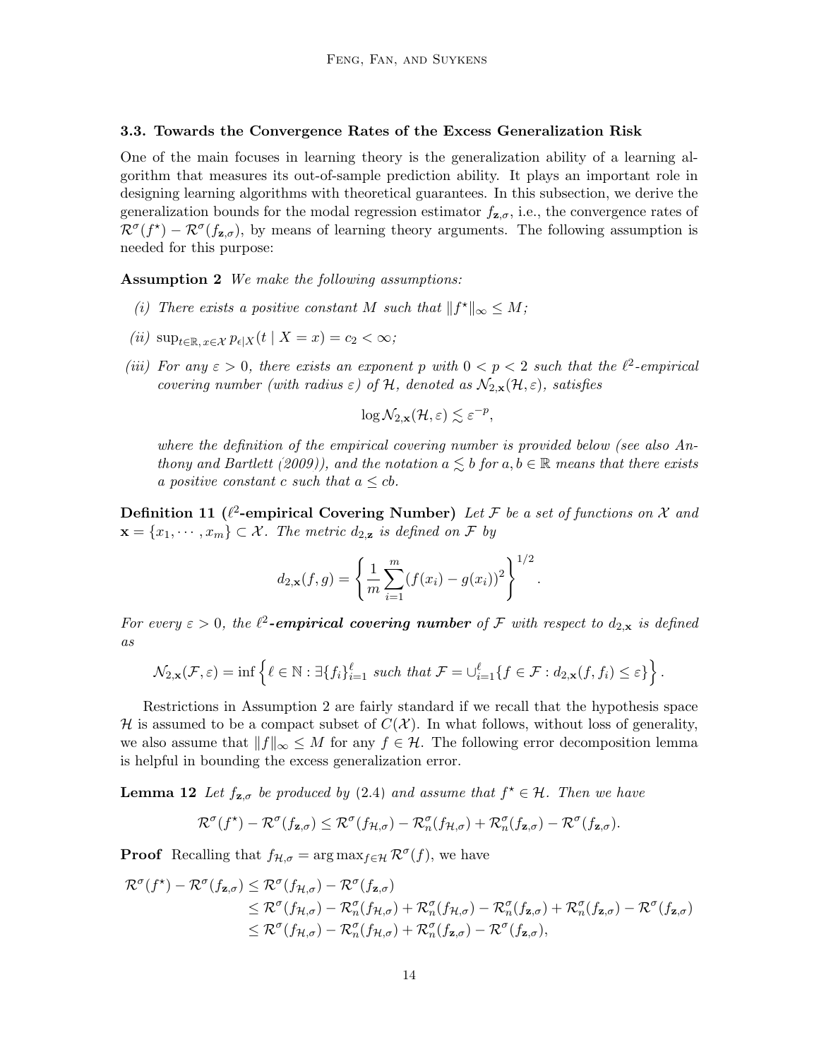### 3.3. Towards the Convergence Rates of the Excess Generalization Risk

One of the main focuses in learning theory is the generalization ability of a learning algorithm that measures its out-of-sample prediction ability. It plays an important role in designing learning algorithms with theoretical guarantees. In this subsection, we derive the generalization bounds for the modal regression estimator $f_{\mathbf{z},\sigma}$, i.e., the convergence rates of $\mathcal{R}^\sigma(f^\star) - \mathcal{R}^\sigma(f_{\mathbf{z},\sigma})$, by means of learning theory arguments. The following assumption is needed for this purpose:

**Assumption 2** *We make the following assumptions:*

*(i) There exists a positive constant $M$ such that $\|f^\star\|_\infty \leq M$;*

*(ii) $\sup_{t\in\mathbb{R},\, x\in\mathcal{X}} p_{\epsilon|X}(t \mid X = x) = c_2 < \infty$;*

*(iii) For any $\varepsilon > 0$, there exists an exponent $p$ with $0 < p < 2$ such that the $\ell^2$-empirical covering number (with radius $\varepsilon$) of $\mathcal{H}$, denoted as $\mathcal{N}_{2,\mathbf{x}}(\mathcal{H}, \varepsilon)$, satisfies*

$$\log \mathcal{N}_{2,\mathbf{x}}(\mathcal{H}, \varepsilon) \lesssim \varepsilon^{-p},$$

*where the definition of the empirical covering number is provided below (see also Anthony and Bartlett (2009)), and the notation $a \lesssim b$ for $a, b \in \mathbb{R}$ means that there exists a positive constant $c$ such that $a \leq cb$.*

**Definition 11 ($\ell^2$-empirical Covering Number)** *Let $\mathcal{F}$ be a set of functions on $\mathcal{X}$ and $\mathbf{x} = \{x_1, \cdots, x_m\} \subset \mathcal{X}$. The metric $d_{2,\mathbf{z}}$ is defined on $\mathcal{F}$ by*

$$d_{2,\mathbf{x}}(f, g) = \left\{ \frac{1}{m} \sum_{i=1}^{m} (f(x_i) - g(x_i))^2 \right\}^{1/2}.$$

*For every $\varepsilon > 0$, the $\ell^2$-**empirical covering number** of $\mathcal{F}$ with respect to $d_{2,\mathbf{x}}$ is defined as*

$$\mathcal{N}_{2,\mathbf{x}}(\mathcal{F}, \varepsilon) = \inf \left\{ \ell \in \mathbb{N} : \exists \{f_i\}_{i=1}^{\ell} \text{ such that } \mathcal{F} = \cup_{i=1}^{\ell} \{ f \in \mathcal{F} : d_{2,\mathbf{x}}(f, f_i) \leq \varepsilon \} \right\}.$$

Restrictions in Assumption 2 are fairly standard if we recall that the hypothesis space $\mathcal{H}$ is assumed to be a compact subset of $C(\mathcal{X})$. In what follows, without loss of generality, we also assume that $\|f\|_\infty \leq M$ for any $f \in \mathcal{H}$. The following error decomposition lemma is helpful in bounding the excess generalization error.

**Lemma 12** *Let $f_{\mathbf{z},\sigma}$ be produced by (2.4) and assume that $f^\star \in \mathcal{H}$. Then we have*

$$\mathcal{R}^\sigma(f^\star) - \mathcal{R}^\sigma(f_{\mathbf{z},\sigma}) \leq \mathcal{R}^\sigma(f_{\mathcal{H},\sigma}) - \mathcal{R}_n^\sigma(f_{\mathcal{H},\sigma}) + \mathcal{R}_n^\sigma(f_{\mathbf{z},\sigma}) - \mathcal{R}^\sigma(f_{\mathbf{z},\sigma}).$$

**Proof** Recalling that $f_{\mathcal{H},\sigma} = \arg\max_{f\in\mathcal{H}} \mathcal{R}^\sigma(f)$, we have

$$\begin{aligned}
\mathcal{R}^\sigma(f^\star) - \mathcal{R}^\sigma(f_{\mathbf{z},\sigma}) &\leq \mathcal{R}^\sigma(f_{\mathcal{H},\sigma}) - \mathcal{R}^\sigma(f_{\mathbf{z},\sigma}) \\
&\leq \mathcal{R}^\sigma(f_{\mathcal{H},\sigma}) - \mathcal{R}_n^\sigma(f_{\mathcal{H},\sigma}) + \mathcal{R}_n^\sigma(f_{\mathcal{H},\sigma}) - \mathcal{R}_n^\sigma(f_{\mathbf{z},\sigma}) + \mathcal{R}_n^\sigma(f_{\mathbf{z},\sigma}) - \mathcal{R}^\sigma(f_{\mathbf{z},\sigma}) \\
&\leq \mathcal{R}^\sigma(f_{\mathcal{H},\sigma}) - \mathcal{R}_n^\sigma(f_{\mathcal{H},\sigma}) + \mathcal{R}_n^\sigma(f_{\mathbf{z},\sigma}) - \mathcal{R}^\sigma(f_{\mathbf{z},\sigma}),
\end{aligned}$$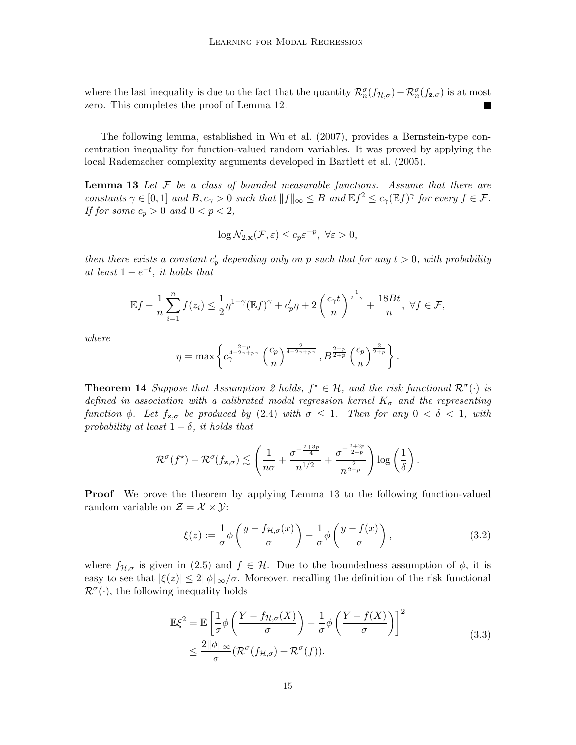where the last inequality is due to the fact that the quantity $\mathcal{R}_n^\sigma(f_{\mathcal{H},\sigma}) - \mathcal{R}_n^\sigma(f_{\mathbf{z},\sigma})$ is at most zero. This completes the proof of Lemma 12. ∎

The following lemma, established in Wu et al. (2007), provides a Bernstein-type concentration inequality for function-valued random variables. It was proved by applying the local Rademacher complexity arguments developed in Bartlett et al. (2005).

**Lemma 13** *Let $\mathcal{F}$ be a class of bounded measurable functions. Assume that there are constants $\gamma \in [0,1]$ and $B, c_\gamma > 0$ such that $\|f\|_\infty \leq B$ and $\mathbb{E}f^2 \leq c_\gamma (\mathbb{E}f)^\gamma$ for every $f \in \mathcal{F}$. If for some $c_p > 0$ and $0 < p < 2$,*

$$\log \mathcal{N}_{2,\mathbf{x}}(\mathcal{F}, \varepsilon) \leq c_p \varepsilon^{-p}, \ \forall \varepsilon > 0,$$

*then there exists a constant $c_p'$ depending only on $p$ such that for any $t > 0$, with probability at least $1 - e^{-t}$, it holds that*

$$\mathbb{E}f - \frac{1}{n}\sum_{i=1}^n f(z_i) \leq \frac{1}{2}\eta^{1-\gamma}(\mathbb{E}f)^\gamma + c_p'\eta + 2\left(\frac{c_\gamma t}{n}\right)^{\frac{1}{2-\gamma}} + \frac{18Bt}{n}, \ \forall f \in \mathcal{F},$$

*where*

$$\eta = \max\left\{ c_\gamma^{\frac{2-p}{4-2\gamma+p\gamma}} \left(\frac{c_p}{n}\right)^{\frac{2}{4-2\gamma+p\gamma}}, B^{\frac{2-p}{2+p}} \left(\frac{c_p}{n}\right)^{\frac{2}{2+p}} \right\}.$$

**Theorem 14** *Suppose that Assumption 2 holds, $f^\star \in \mathcal{H}$, and the risk functional $\mathcal{R}^\sigma(\cdot)$ is defined in association with a calibrated modal regression kernel $K_\sigma$ and the representing function $\phi$. Let $f_{\mathbf{z},\sigma}$ be produced by (2.4) with $\sigma \leq 1$. Then for any $0 < \delta < 1$, with probability at least $1 - \delta$, it holds that*

$$\mathcal{R}^\sigma(f^\star) - \mathcal{R}^\sigma(f_{\mathbf{z},\sigma}) \lesssim \left( \frac{1}{n\sigma} + \frac{\sigma^{-\frac{2+3p}{4}}}{n^{1/2}} + \frac{\sigma^{-\frac{2+3p}{2+p}}}{n^{\frac{2}{2+p}}} \right) \log\left(\frac{1}{\delta}\right).$$

**Proof** We prove the theorem by applying Lemma 13 to the following function-valued random variable on $\mathcal{Z} = \mathcal{X} \times \mathcal{Y}$:

$$\xi(z) := \frac{1}{\sigma}\phi\left(\frac{y - f_{\mathcal{H},\sigma}(x)}{\sigma}\right) - \frac{1}{\sigma}\phi\left(\frac{y - f(x)}{\sigma}\right), \tag{3.2}$$

where $f_{\mathcal{H},\sigma}$ is given in (2.5) and $f \in \mathcal{H}$. Due to the boundedness assumption of $\phi$, it is easy to see that $|\xi(z)| \leq 2\|\phi\|_\infty/\sigma$. Moreover, recalling the definition of the risk functional $\mathcal{R}^\sigma(\cdot)$, the following inequality holds

$$\begin{aligned}
\mathbb{E}\xi^2 &= \mathbb{E}\left[\frac{1}{\sigma}\phi\left(\frac{Y - f_{\mathcal{H},\sigma}(X)}{\sigma}\right) - \frac{1}{\sigma}\phi\left(\frac{Y - f(X)}{\sigma}\right)\right]^2 \\
&\leq \frac{2\|\phi\|_\infty}{\sigma}(\mathcal{R}^\sigma(f_{\mathcal{H},\sigma}) + \mathcal{R}^\sigma(f)).
\end{aligned} \tag{3.3}$$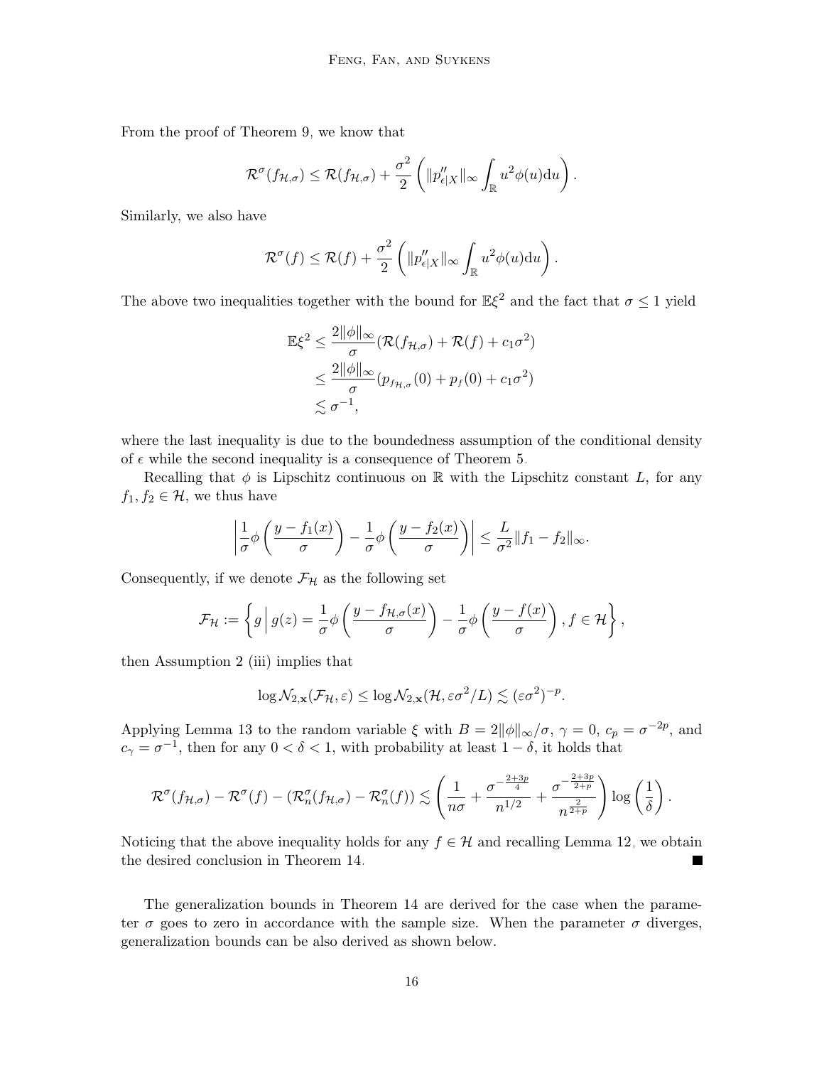From the proof of Theorem 9, we know that

$$\mathcal{R}^\sigma(f_{\mathcal{H},\sigma}) \leq \mathcal{R}(f_{\mathcal{H},\sigma}) + \frac{\sigma^2}{2}\left(\|p''_{\epsilon|X}\|_\infty \int_{\mathbb{R}} u^2\phi(u)\mathrm{d}u\right).$$

Similarly, we also have

$$\mathcal{R}^\sigma(f) \leq \mathcal{R}(f) + \frac{\sigma^2}{2}\left(\|p''_{\epsilon|X}\|_\infty \int_{\mathbb{R}} u^2\phi(u)\mathrm{d}u\right).$$

The above two inequalities together with the bound for $\mathbb{E}\xi^2$ and the fact that $\sigma \leq 1$ yield

$$\begin{aligned}
\mathbb{E}\xi^2 &\leq \frac{2\|\phi\|_\infty}{\sigma}(\mathcal{R}(f_{\mathcal{H},\sigma}) + \mathcal{R}(f) + c_1\sigma^2) \\
&\leq \frac{2\|\phi\|_\infty}{\sigma}(p_{f_{\mathcal{H},\sigma}}(0) + p_f(0) + c_1\sigma^2) \\
&\lesssim \sigma^{-1},
\end{aligned}$$

where the last inequality is due to the boundedness assumption of the conditional density of $\epsilon$ while the second inequality is a consequence of Theorem 5.

Recalling that $\phi$ is Lipschitz continuous on $\mathbb{R}$ with the Lipschitz constant $L$, for any $f_1, f_2 \in \mathcal{H}$, we thus have

$$\left|\frac{1}{\sigma}\phi\left(\frac{y - f_1(x)}{\sigma}\right) - \frac{1}{\sigma}\phi\left(\frac{y - f_2(x)}{\sigma}\right)\right| \leq \frac{L}{\sigma^2}\|f_1 - f_2\|_\infty.$$

Consequently, if we denote $\mathcal{F}_\mathcal{H}$ as the following set

$$\mathcal{F}_\mathcal{H} := \left\{g \,\middle|\, g(z) = \frac{1}{\sigma}\phi\left(\frac{y - f_{\mathcal{H},\sigma}(x)}{\sigma}\right) - \frac{1}{\sigma}\phi\left(\frac{y - f(x)}{\sigma}\right), f \in \mathcal{H}\right\},$$

then Assumption 2 (iii) implies that

$$\log \mathcal{N}_{2,\mathbf{x}}(\mathcal{F}_\mathcal{H}, \varepsilon) \leq \log \mathcal{N}_{2,\mathbf{x}}(\mathcal{H}, \varepsilon\sigma^2/L) \lesssim (\varepsilon\sigma^2)^{-p}.$$

Applying Lemma 13 to the random variable $\xi$ with $B = 2\|\phi\|_\infty/\sigma$, $\gamma = 0$, $c_p = \sigma^{-2p}$, and $c_\gamma = \sigma^{-1}$, then for any $0 < \delta < 1$, with probability at least $1 - \delta$, it holds that

$$\mathcal{R}^\sigma(f_{\mathcal{H},\sigma}) - \mathcal{R}^\sigma(f) - (\mathcal{R}^\sigma_n(f_{\mathcal{H},\sigma}) - \mathcal{R}^\sigma_n(f)) \lesssim \left(\frac{1}{n\sigma} + \frac{\sigma^{-\frac{2+3p}{4}}}{n^{1/2}} + \frac{\sigma^{-\frac{2+3p}{2+p}}}{n^{\frac{2}{2+p}}}\right)\log\left(\frac{1}{\delta}\right).$$

Noticing that the above inequality holds for any $f \in \mathcal{H}$ and recalling Lemma 12, we obtain the desired conclusion in Theorem 14. ∎

The generalization bounds in Theorem 14 are derived for the case when the parameter $\sigma$ goes to zero in accordance with the sample size. When the parameter $\sigma$ diverges, generalization bounds can be also derived as shown below.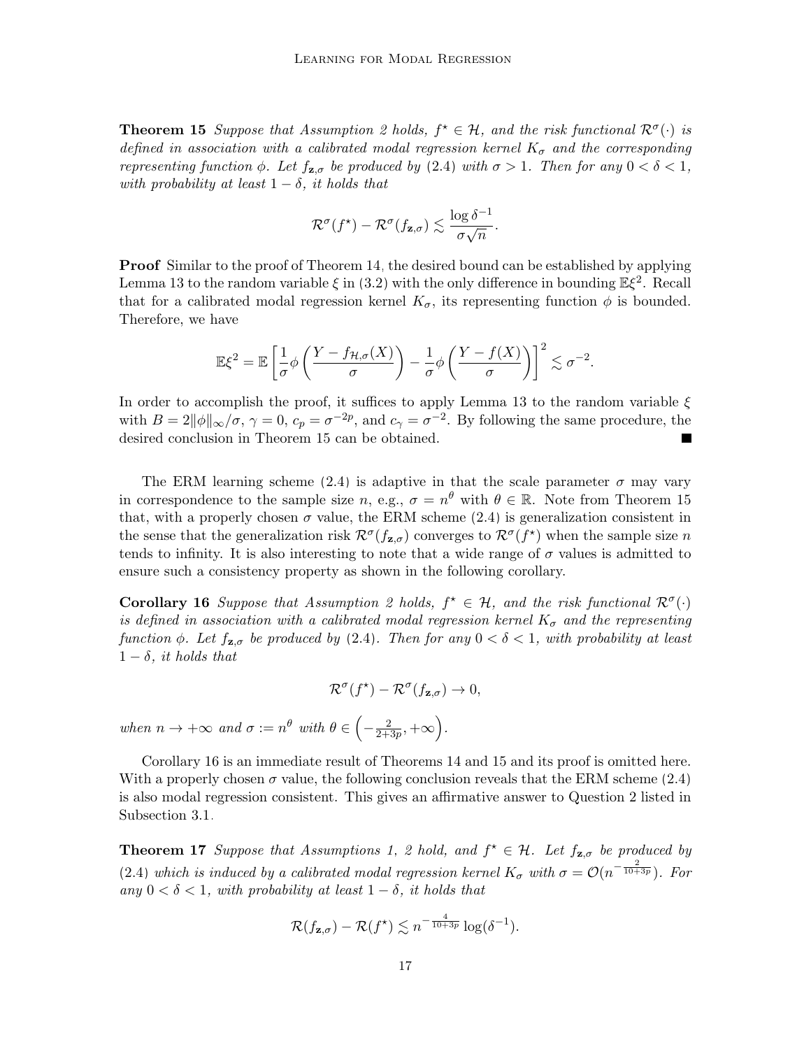**Theorem 15** *Suppose that Assumption 2 holds, $f^\star \in \mathcal{H}$, and the risk functional $\mathcal{R}^\sigma(\cdot)$ is defined in association with a calibrated modal regression kernel $K_\sigma$ and the corresponding representing function $\phi$. Let $f_{\mathbf{z},\sigma}$ be produced by (2.4) with $\sigma > 1$. Then for any $0 < \delta < 1$, with probability at least $1 - \delta$, it holds that*

$$\mathcal{R}^\sigma(f^\star) - \mathcal{R}^\sigma(f_{\mathbf{z},\sigma}) \lesssim \frac{\log \delta^{-1}}{\sigma\sqrt{n}}.$$

**Proof** Similar to the proof of Theorem 14, the desired bound can be established by applying Lemma 13 to the random variable $\xi$ in (3.2) with the only difference in bounding $\mathbb{E}\xi^2$. Recall that for a calibrated modal regression kernel $K_\sigma$, its representing function $\phi$ is bounded. Therefore, we have

$$\mathbb{E}\xi^2 = \mathbb{E}\left[\frac{1}{\sigma}\phi\left(\frac{Y - f_{\mathcal{H},\sigma}(X)}{\sigma}\right) - \frac{1}{\sigma}\phi\left(\frac{Y - f(X)}{\sigma}\right)\right]^2 \lesssim \sigma^{-2}.$$

In order to accomplish the proof, it suffices to apply Lemma 13 to the random variable $\xi$ with $B = 2\|\phi\|_\infty/\sigma$, $\gamma = 0$, $c_p = \sigma^{-2p}$, and $c_\gamma = \sigma^{-2}$. By following the same procedure, the desired conclusion in Theorem 15 can be obtained. ■

The ERM learning scheme (2.4) is adaptive in that the scale parameter $\sigma$ may vary in correspondence to the sample size $n$, e.g., $\sigma = n^\theta$ with $\theta \in \mathbb{R}$. Note from Theorem 15 that, with a properly chosen $\sigma$ value, the ERM scheme (2.4) is generalization consistent in the sense that the generalization risk $\mathcal{R}^\sigma(f_{\mathbf{z},\sigma})$ converges to $\mathcal{R}^\sigma(f^\star)$ when the sample size $n$ tends to infinity. It is also interesting to note that a wide range of $\sigma$ values is admitted to ensure such a consistency property as shown in the following corollary.

**Corollary 16** *Suppose that Assumption 2 holds, $f^\star \in \mathcal{H}$, and the risk functional $\mathcal{R}^\sigma(\cdot)$ is defined in association with a calibrated modal regression kernel $K_\sigma$ and the representing function $\phi$. Let $f_{\mathbf{z},\sigma}$ be produced by (2.4). Then for any $0 < \delta < 1$, with probability at least $1 - \delta$, it holds that*

$$\mathcal{R}^\sigma(f^\star) - \mathcal{R}^\sigma(f_{\mathbf{z},\sigma}) \to 0,$$

*when $n \to +\infty$ and $\sigma := n^\theta$ with $\theta \in \left(-\frac{2}{2+3p}, +\infty\right)$.*

Corollary 16 is an immediate result of Theorems 14 and 15 and its proof is omitted here. With a properly chosen $\sigma$ value, the following conclusion reveals that the ERM scheme (2.4) is also modal regression consistent. This gives an affirmative answer to Question 2 listed in Subsection 3.1.

**Theorem 17** *Suppose that Assumptions 1, 2 hold, and $f^\star \in \mathcal{H}$. Let $f_{\mathbf{z},\sigma}$ be produced by (2.4) which is induced by a calibrated modal regression kernel $K_\sigma$ with $\sigma = \mathcal{O}(n^{-\frac{2}{10+3p}})$. For any $0 < \delta < 1$, with probability at least $1 - \delta$, it holds that*

$$\mathcal{R}(f_{\mathbf{z},\sigma}) - \mathcal{R}(f^\star) \lesssim n^{-\frac{4}{10+3p}} \log(\delta^{-1}).$$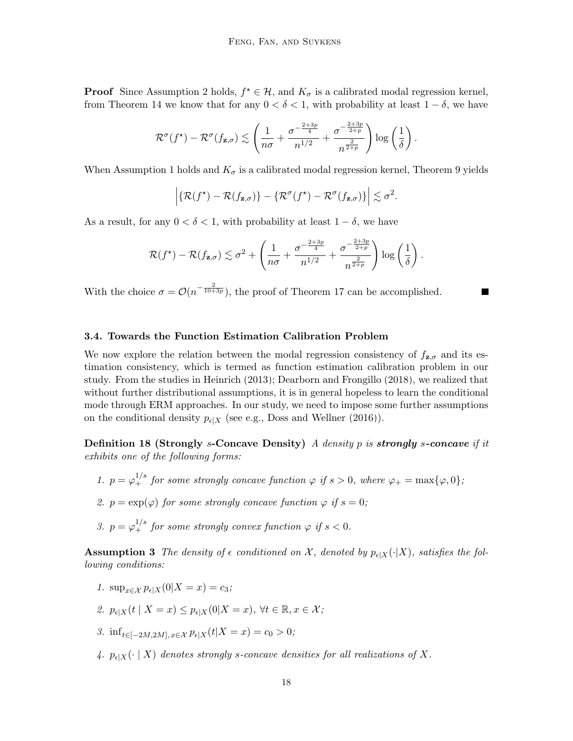**Proof** Since Assumption 2 holds, $f^\star \in \mathcal{H}$, and $K_\sigma$ is a calibrated modal regression kernel, from Theorem 14 we know that for any $0 < \delta < 1$, with probability at least $1 - \delta$, we have

$$\mathcal{R}^\sigma(f^\star) - \mathcal{R}^\sigma(f_{\mathbf{z},\sigma}) \lesssim \left( \frac{1}{n\sigma} + \frac{\sigma^{-\frac{2+3p}{4}}}{n^{1/2}} + \frac{\sigma^{-\frac{2+3p}{2+p}}}{n^{\frac{2}{2+p}}} \right) \log\left(\frac{1}{\delta}\right).$$

When Assumption 1 holds and $K_\sigma$ is a calibrated modal regression kernel, Theorem 9 yields

$$\left| \{\mathcal{R}(f^\star) - \mathcal{R}(f_{\mathbf{z},\sigma})\} - \{\mathcal{R}^\sigma(f^\star) - \mathcal{R}^\sigma(f_{\mathbf{z},\sigma})\} \right| \lesssim \sigma^2.$$

As a result, for any $0 < \delta < 1$, with probability at least $1 - \delta$, we have

$$\mathcal{R}(f^\star) - \mathcal{R}(f_{\mathbf{z},\sigma}) \lesssim \sigma^2 + \left( \frac{1}{n\sigma} + \frac{\sigma^{-\frac{2+3p}{4}}}{n^{1/2}} + \frac{\sigma^{-\frac{2+3p}{2+p}}}{n^{\frac{2}{2+p}}} \right) \log\left(\frac{1}{\delta}\right).$$

With the choice $\sigma = \mathcal{O}(n^{-\frac{2}{10+3p}})$, the proof of Theorem 17 can be accomplished. ∎

### 3.4. Towards the Function Estimation Calibration Problem

We now explore the relation between the modal regression consistency of $f_{\mathbf{z},\sigma}$ and its estimation consistency, which is termed as function estimation calibration problem in our study. From the studies in Heinrich (2013); Dearborn and Frongillo (2018), we realized that without further distributional assumptions, it is in general hopeless to learn the conditional mode through ERM approaches. In our study, we need to impose some further assumptions on the conditional density $p_{\epsilon|X}$ (see e.g., Doss and Wellner (2016)).

**Definition 18 (Strongly $s$-Concave Density)** *A density $p$ is **strongly $s$-concave** if it exhibits one of the following forms:*

1. *$p = \varphi_+^{1/s}$ for some strongly concave function $\varphi$ if $s > 0$, where $\varphi_+ = \max\{\varphi, 0\}$;*
2. *$p = \exp(\varphi)$ for some strongly concave function $\varphi$ if $s = 0$;*
3. *$p = \varphi_+^{1/s}$ for some strongly convex function $\varphi$ if $s < 0$.*

**Assumption 3** *The density of $\epsilon$ conditioned on $\mathcal{X}$, denoted by $p_{\epsilon|X}(\cdot|X)$, satisfies the following conditions:*

1. *$\sup_{x\in\mathcal{X}} p_{\epsilon|X}(0|X = x) = c_3$;*
2. *$p_{\epsilon|X}(t \mid X = x) \le p_{\epsilon|X}(0|X = x)$, $\forall t \in \mathbb{R}, x \in \mathcal{X}$;*
3. *$\inf_{t\in[-2M,2M],\, x\in\mathcal{X}} p_{\epsilon|X}(t|X = x) = c_0 > 0$;*
4. *$p_{\epsilon|X}(\cdot \mid X)$ denotes strongly $s$-concave densities for all realizations of $X$.*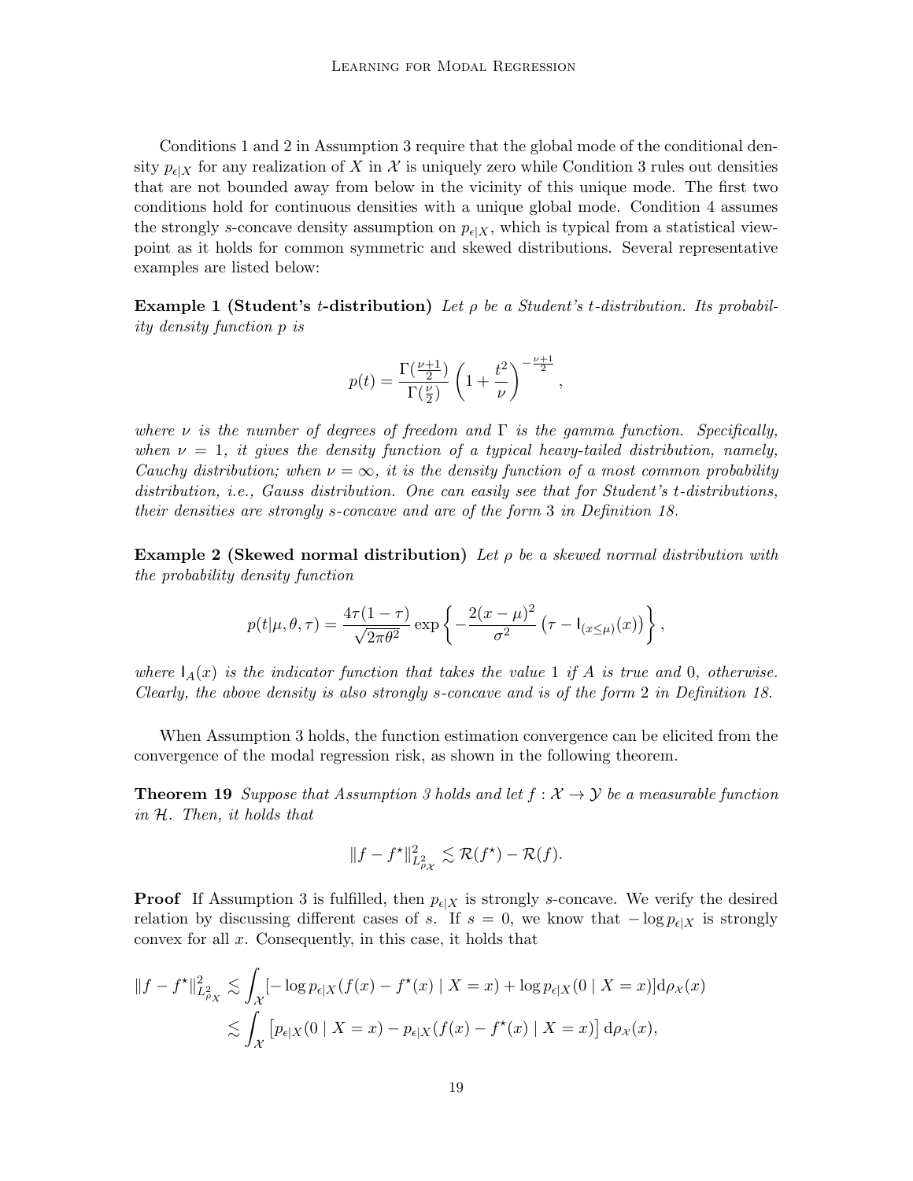Conditions 1 and 2 in Assumption 3 require that the global mode of the conditional density $p_{\epsilon|X}$ for any realization of $X$ in $\mathcal{X}$ is uniquely zero while Condition 3 rules out densities that are not bounded away from below in the vicinity of this unique mode. The first two conditions hold for continuous densities with a unique global mode. Condition 4 assumes the strongly $s$-concave density assumption on $p_{\epsilon|X}$, which is typical from a statistical viewpoint as it holds for common symmetric and skewed distributions. Several representative examples are listed below:

**Example 1 (Student's $t$-distribution)** *Let $\rho$ be a Student's $t$-distribution. Its probability density function $p$ is*

$$p(t) = \frac{\Gamma(\frac{\nu+1}{2})}{\Gamma(\frac{\nu}{2})}\left(1+\frac{t^2}{\nu}\right)^{-\frac{\nu+1}{2}},$$

*where $\nu$ is the number of degrees of freedom and $\Gamma$ is the gamma function. Specifically, when $\nu = 1$, it gives the density function of a typical heavy-tailed distribution, namely, Cauchy distribution; when $\nu = \infty$, it is the density function of a most common probability distribution, i.e., Gauss distribution. One can easily see that for Student's $t$-distributions, their densities are strongly $s$-concave and are of the form 3 in Definition 18.*

**Example 2 (Skewed normal distribution)** *Let $\rho$ be a skewed normal distribution with the probability density function*

$$p(t|\mu,\theta,\tau) = \frac{4\tau(1-\tau)}{\sqrt{2\pi\theta^2}}\exp\left\{-\frac{2(x-\mu)^2}{\sigma^2}\left(\tau - \mathsf{I}_{(x\leq\mu)}(x)\right)\right\},$$

*where $\mathsf{I}_A(x)$ is the indicator function that takes the value 1 if $A$ is true and 0, otherwise. Clearly, the above density is also strongly $s$-concave and is of the form 2 in Definition 18.*

When Assumption 3 holds, the function estimation convergence can be elicited from the convergence of the modal regression risk, as shown in the following theorem.

**Theorem 19** *Suppose that Assumption 3 holds and let $f : \mathcal{X} \to \mathcal{Y}$ be a measurable function in $\mathcal{H}$. Then, it holds that*

$$\|f - f^\star\|^2_{L^2_{\rho_\mathcal{X}}} \lesssim \mathcal{R}(f^\star) - \mathcal{R}(f).$$

**Proof** If Assumption 3 is fulfilled, then $p_{\epsilon|X}$ is strongly $s$-concave. We verify the desired relation by discussing different cases of $s$. If $s = 0$, we know that $-\log p_{\epsilon|X}$ is strongly convex for all $x$. Consequently, in this case, it holds that

$$\begin{aligned}
\|f - f^\star\|^2_{L^2_{\rho_X}} &\lesssim \int_\mathcal{X} [-\log p_{\epsilon|X}(f(x) - f^\star(x) \mid X = x) + \log p_{\epsilon|X}(0 \mid X = x)]\mathrm{d}\rho_\mathcal{X}(x) \\
&\lesssim \int_\mathcal{X} \left[p_{\epsilon|X}(0 \mid X = x) - p_{\epsilon|X}(f(x) - f^\star(x) \mid X = x)\right]\mathrm{d}\rho_\mathcal{X}(x),
\end{aligned}$$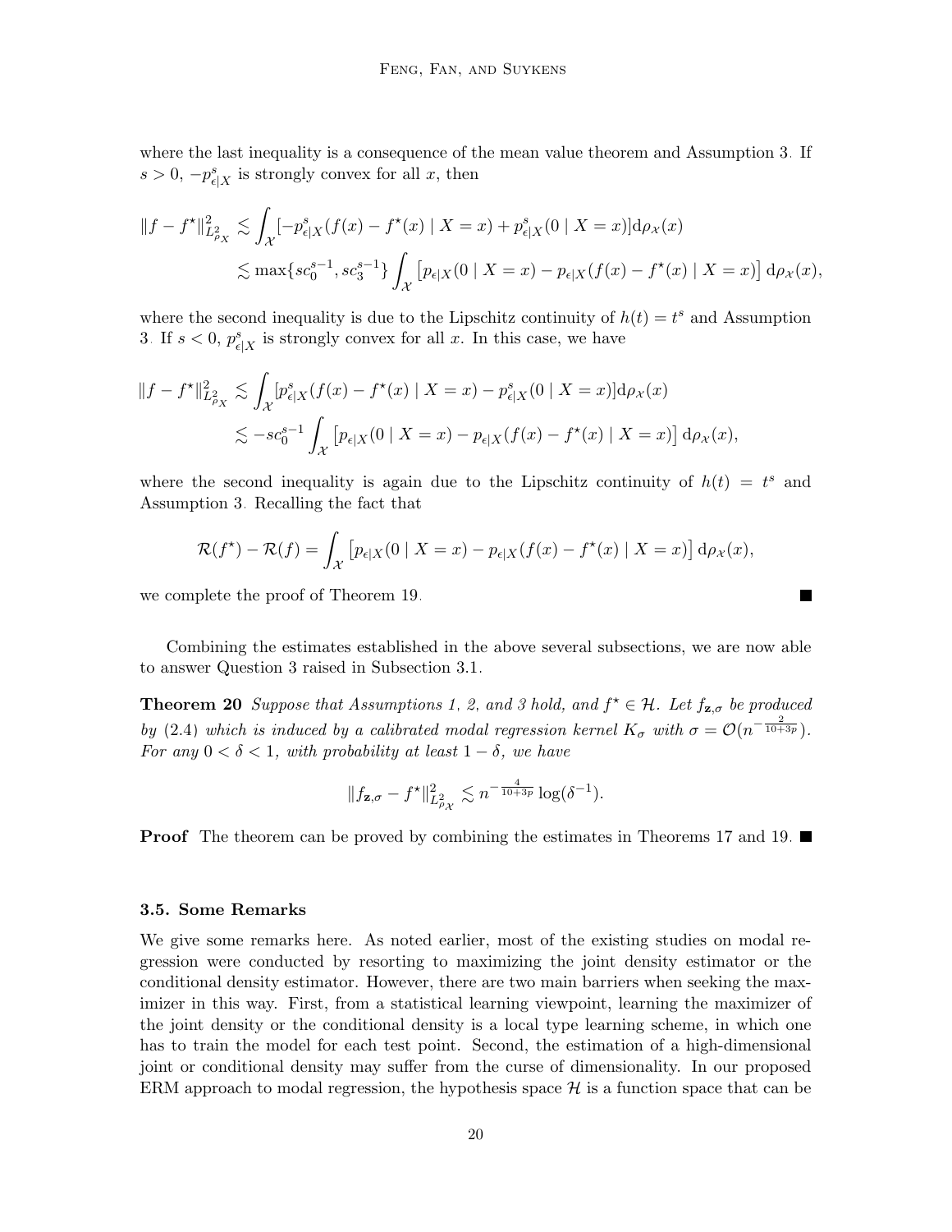where the last inequality is a consequence of the mean value theorem and Assumption 3. If $s > 0$, $-p_{\epsilon|X}^s$ is strongly convex for all $x$, then

$$
\begin{aligned}
\|f - f^\star\|_{L^2_{\rho_X}}^2 &\lesssim \int_{\mathcal{X}} [-p_{\epsilon|X}^s(f(x) - f^\star(x) \mid X = x) + p_{\epsilon|X}^s(0 \mid X = x)] \mathrm{d}\rho_{\mathcal{X}}(x) \\
&\lesssim \max\{sc_0^{s-1}, sc_3^{s-1}\} \int_{\mathcal{X}} \left[p_{\epsilon|X}(0 \mid X = x) - p_{\epsilon|X}(f(x) - f^\star(x) \mid X = x)\right] \mathrm{d}\rho_{\mathcal{X}}(x),
\end{aligned}
$$

where the second inequality is due to the Lipschitz continuity of $h(t) = t^s$ and Assumption 3. If $s < 0$, $p_{\epsilon|X}^s$ is strongly convex for all $x$. In this case, we have

$$
\begin{aligned}
\|f - f^\star\|_{L^2_{\rho_X}}^2 &\lesssim \int_{\mathcal{X}} [p_{\epsilon|X}^s(f(x) - f^\star(x) \mid X = x) - p_{\epsilon|X}^s(0 \mid X = x)] \mathrm{d}\rho_{\mathcal{X}}(x) \\
&\lesssim -sc_0^{s-1} \int_{\mathcal{X}} \left[p_{\epsilon|X}(0 \mid X = x) - p_{\epsilon|X}(f(x) - f^\star(x) \mid X = x)\right] \mathrm{d}\rho_{\mathcal{X}}(x),
\end{aligned}
$$

where the second inequality is again due to the Lipschitz continuity of $h(t) = t^s$ and Assumption 3. Recalling the fact that

$$
\mathcal{R}(f^\star) - \mathcal{R}(f) = \int_{\mathcal{X}} \left[p_{\epsilon|X}(0 \mid X = x) - p_{\epsilon|X}(f(x) - f^\star(x) \mid X = x)\right] \mathrm{d}\rho_{\mathcal{X}}(x),
$$

we complete the proof of Theorem 19. ∎

Combining the estimates established in the above several subsections, we are now able to answer Question 3 raised in Subsection 3.1.

**Theorem 20** *Suppose that Assumptions 1, 2, and 3 hold, and $f^\star \in \mathcal{H}$. Let $f_{\mathbf{z},\sigma}$ be produced by (2.4) which is induced by a calibrated modal regression kernel $K_\sigma$ with $\sigma = \mathcal{O}(n^{-\frac{2}{10+3p}})$. For any $0 < \delta < 1$, with probability at least $1 - \delta$, we have*

$$
\|f_{\mathbf{z},\sigma} - f^\star\|_{L^2_{\rho_{\mathcal{X}}}}^2 \lesssim n^{-\frac{4}{10+3p}} \log(\delta^{-1}).
$$

**Proof** The theorem can be proved by combining the estimates in Theorems 17 and 19. ∎

### 3.5. Some Remarks

We give some remarks here. As noted earlier, most of the existing studies on modal regression were conducted by resorting to maximizing the joint density estimator or the conditional density estimator. However, there are two main barriers when seeking the maximizer in this way. First, from a statistical learning viewpoint, learning the maximizer of the joint density or the conditional density is a local type learning scheme, in which one has to train the model for each test point. Second, the estimation of a high-dimensional joint or conditional density may suffer from the curse of dimensionality. In our proposed ERM approach to modal regression, the hypothesis space $\mathcal{H}$ is a function space that can be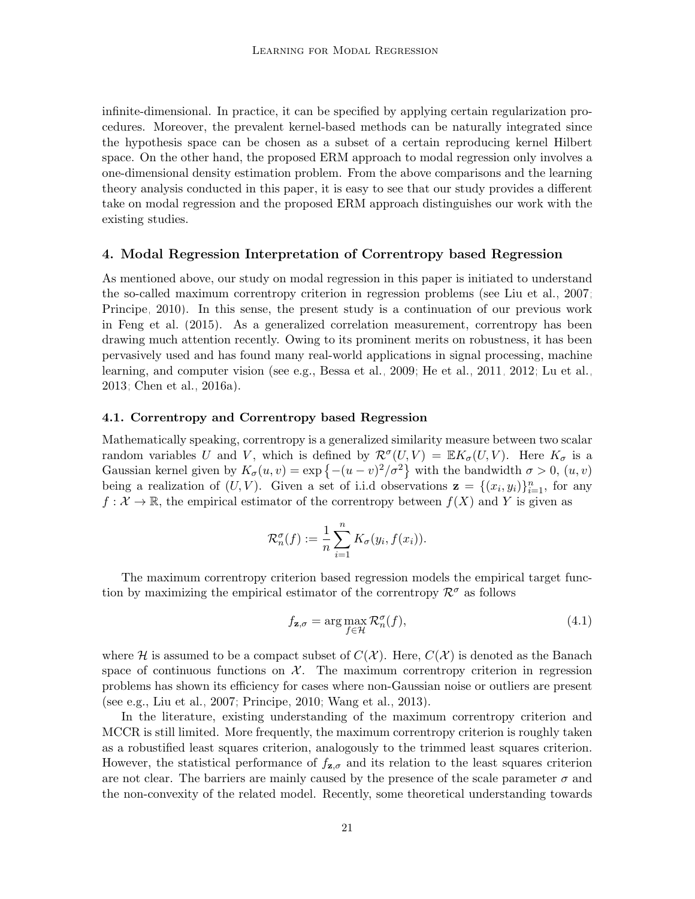infinite-dimensional. In practice, it can be specified by applying certain regularization procedures. Moreover, the prevalent kernel-based methods can be naturally integrated since the hypothesis space can be chosen as a subset of a certain reproducing kernel Hilbert space. On the other hand, the proposed ERM approach to modal regression only involves a one-dimensional density estimation problem. From the above comparisons and the learning theory analysis conducted in this paper, it is easy to see that our study provides a different take on modal regression and the proposed ERM approach distinguishes our work with the existing studies.

## 4. Modal Regression Interpretation of Correntropy based Regression

As mentioned above, our study on modal regression in this paper is initiated to understand the so-called maximum correntropy criterion in regression problems (see Liu et al., 2007; Principe, 2010). In this sense, the present study is a continuation of our previous work in Feng et al. (2015). As a generalized correlation measurement, correntropy has been drawing much attention recently. Owing to its prominent merits on robustness, it has been pervasively used and has found many real-world applications in signal processing, machine learning, and computer vision (see e.g., Bessa et al., 2009; He et al., 2011, 2012; Lu et al., 2013; Chen et al., 2016a).

### 4.1. Correntropy and Correntropy based Regression

Mathematically speaking, correntropy is a generalized similarity measure between two scalar random variables $U$ and $V$, which is defined by $\mathcal{R}^\sigma(U,V) = \mathbb{E}K_\sigma(U,V)$. Here $K_\sigma$ is a Gaussian kernel given by $K_\sigma(u,v) = \exp\left\{-(u-v)^2/\sigma^2\right\}$ with the bandwidth $\sigma > 0$, $(u,v)$ being a realization of $(U,V)$. Given a set of i.i.d observations $\mathbf{z} = \{(x_i, y_i)\}_{i=1}^n$, for any $f : \mathcal{X} \to \mathbb{R}$, the empirical estimator of the correntropy between $f(X)$ and $Y$ is given as

$$\mathcal{R}_n^\sigma(f) := \frac{1}{n}\sum_{i=1}^n K_\sigma(y_i, f(x_i)).$$

The maximum correntropy criterion based regression models the empirical target function by maximizing the empirical estimator of the correntropy $\mathcal{R}^\sigma$ as follows

$$f_{\mathbf{z},\sigma} = \arg\max_{f\in\mathcal{H}} \mathcal{R}_n^\sigma(f), \tag{4.1}$$

where $\mathcal{H}$ is assumed to be a compact subset of $C(\mathcal{X})$. Here, $C(\mathcal{X})$ is denoted as the Banach space of continuous functions on $\mathcal{X}$. The maximum correntropy criterion in regression problems has shown its efficiency for cases where non-Gaussian noise or outliers are present (see e.g., Liu et al., 2007; Principe, 2010; Wang et al., 2013).

In the literature, existing understanding of the maximum correntropy criterion and MCCR is still limited. More frequently, the maximum correntropy criterion is roughly taken as a robustified least squares criterion, analogously to the trimmed least squares criterion. However, the statistical performance of $f_{\mathbf{z},\sigma}$ and its relation to the least squares criterion are not clear. The barriers are mainly caused by the presence of the scale parameter $\sigma$ and the non-convexity of the related model. Recently, some theoretical understanding towards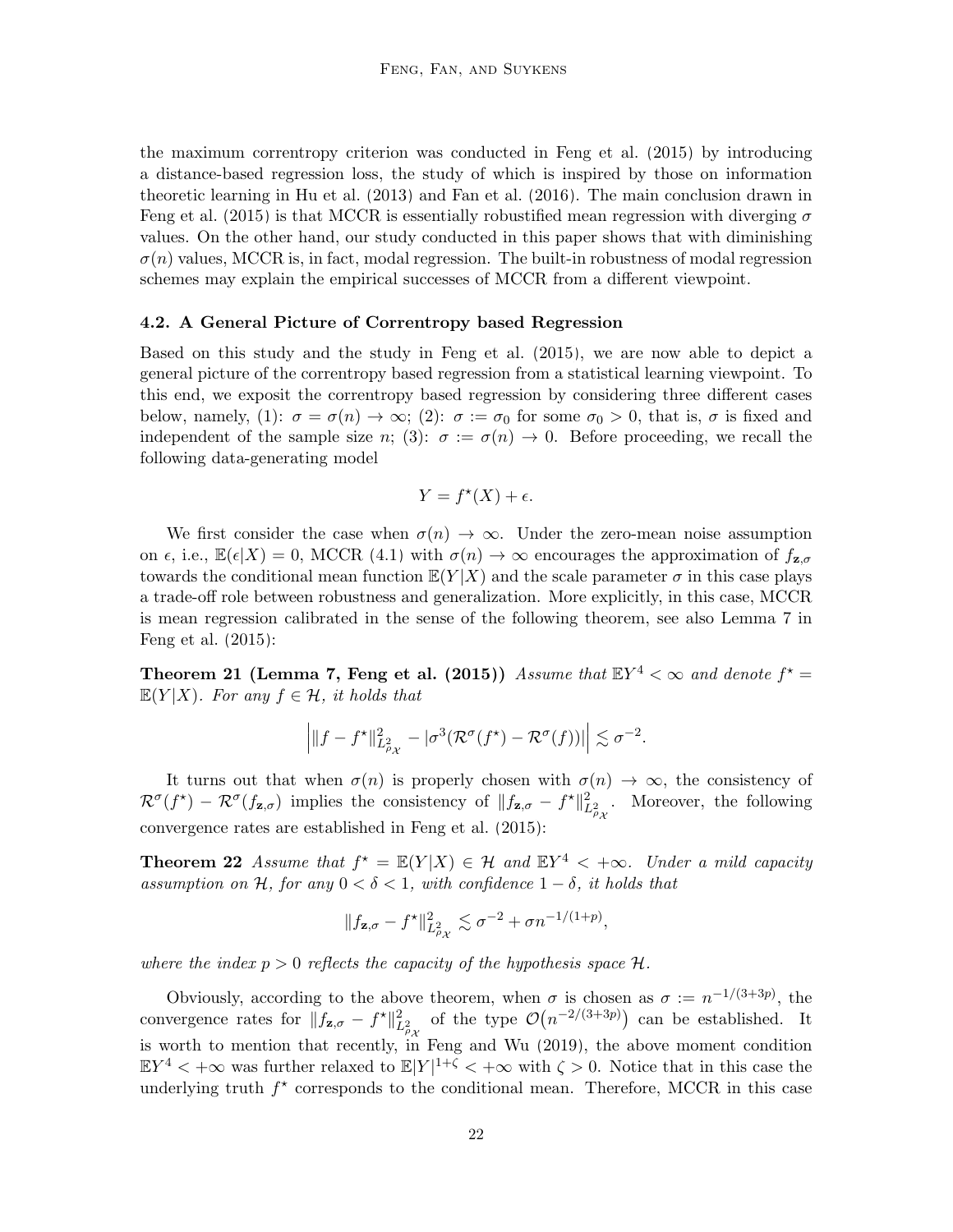the maximum correntropy criterion was conducted in Feng et al. (2015) by introducing a distance-based regression loss, the study of which is inspired by those on information theoretic learning in Hu et al. (2013) and Fan et al. (2016). The main conclusion drawn in Feng et al. (2015) is that MCCR is essentially robustified mean regression with diverging $\sigma$ values. On the other hand, our study conducted in this paper shows that with diminishing $\sigma(n)$ values, MCCR is, in fact, modal regression. The built-in robustness of modal regression schemes may explain the empirical successes of MCCR from a different viewpoint.

### 4.2. A General Picture of Correntropy based Regression

Based on this study and the study in Feng et al. (2015), we are now able to depict a general picture of the correntropy based regression from a statistical learning viewpoint. To this end, we exposit the correntropy based regression by considering three different cases below, namely, (1): $\sigma = \sigma(n) \to \infty$; (2): $\sigma := \sigma_0$ for some $\sigma_0 > 0$, that is, $\sigma$ is fixed and independent of the sample size $n$; (3): $\sigma := \sigma(n) \to 0$. Before proceeding, we recall the following data-generating model

$$Y = f^\star(X) + \epsilon.$$

We first consider the case when $\sigma(n) \to \infty$. Under the zero-mean noise assumption on $\epsilon$, i.e., $\mathbb{E}(\epsilon|X) = 0$, MCCR (4.1) with $\sigma(n) \to \infty$ encourages the approximation of $f_{\mathbf{z},\sigma}$ towards the conditional mean function $\mathbb{E}(Y|X)$ and the scale parameter $\sigma$ in this case plays a trade-off role between robustness and generalization. More explicitly, in this case, MCCR is mean regression calibrated in the sense of the following theorem, see also Lemma 7 in Feng et al. (2015):

**Theorem 21 (Lemma 7, Feng et al. (2015))** *Assume that $\mathbb{E}Y^4 < \infty$ and denote $f^\star = \mathbb{E}(Y|X)$. For any $f \in \mathcal{H}$, it holds that*

$$\Big| \|f - f^\star\|^2_{L^2_{\rho_\mathcal{X}}} - |\sigma^3(\mathcal{R}^\sigma(f^\star) - \mathcal{R}^\sigma(f))| \Big| \lesssim \sigma^{-2}.$$

It turns out that when $\sigma(n)$ is properly chosen with $\sigma(n) \to \infty$, the consistency of $\mathcal{R}^\sigma(f^\star) - \mathcal{R}^\sigma(f_{\mathbf{z},\sigma})$ implies the consistency of $\|f_{\mathbf{z},\sigma} - f^\star\|^2_{L^2_{\rho_\mathcal{X}}}$. Moreover, the following convergence rates are established in Feng et al. (2015):

**Theorem 22** *Assume that $f^\star = \mathbb{E}(Y|X) \in \mathcal{H}$ and $\mathbb{E}Y^4 < +\infty$. Under a mild capacity assumption on $\mathcal{H}$, for any $0 < \delta < 1$, with confidence $1 - \delta$, it holds that*

$$\|f_{\mathbf{z},\sigma} - f^\star\|^2_{L^2_{\rho_\mathcal{X}}} \lesssim \sigma^{-2} + \sigma n^{-1/(1+p)},$$

*where the index $p > 0$ reflects the capacity of the hypothesis space $\mathcal{H}$.*

Obviously, according to the above theorem, when $\sigma$ is chosen as $\sigma := n^{-1/(3+3p)}$, the convergence rates for $\|f_{\mathbf{z},\sigma} - f^\star\|^2_{L^2_{\rho_\mathcal{X}}}$ of the type $\mathcal{O}\big(n^{-2/(3+3p)}\big)$ can be established. It is worth to mention that recently, in Feng and Wu (2019), the above moment condition $\mathbb{E}Y^4 < +\infty$ was further relaxed to $\mathbb{E}|Y|^{1+\zeta} < +\infty$ with $\zeta > 0$. Notice that in this case the underlying truth $f^\star$ corresponds to the conditional mean. Therefore, MCCR in this case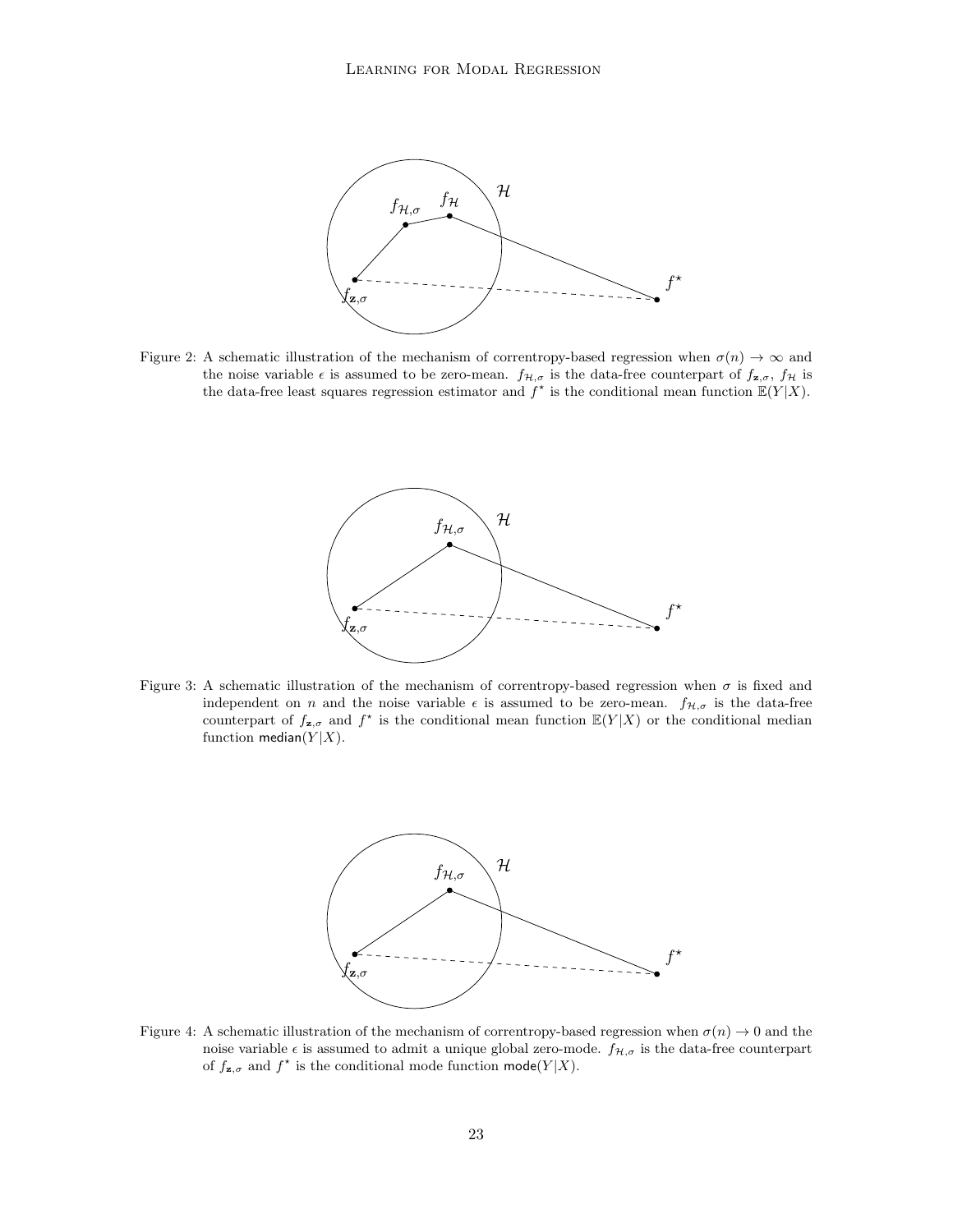Figure 2: A schematic illustration of the mechanism of correntropy-based regression when $\sigma(n) \to \infty$ and the noise variable $\epsilon$ is assumed to be zero-mean. $f_{\mathcal{H},\sigma}$ is the data-free counterpart of $f_{\mathbf{z},\sigma}$, $f_{\mathcal{H}}$ is the data-free least squares regression estimator and $f^\star$ is the conditional mean function $\mathbb{E}(Y|X)$.

Figure 3: A schematic illustration of the mechanism of correntropy-based regression when $\sigma$ is fixed and independent on $n$ and the noise variable $\epsilon$ is assumed to be zero-mean. $f_{\mathcal{H},\sigma}$ is the data-free counterpart of $f_{\mathbf{z},\sigma}$ and $f^\star$ is the conditional mean function $\mathbb{E}(Y|X)$ or the conditional median function $\mathsf{median}(Y|X)$.

Figure 4: A schematic illustration of the mechanism of correntropy-based regression when $\sigma(n) \to 0$ and the noise variable $\epsilon$ is assumed to admit a unique global zero-mode. $f_{\mathcal{H},\sigma}$ is the data-free counterpart of $f_{\mathbf{z},\sigma}$ and $f^\star$ is the conditional mode function $\mathsf{mode}(Y|X)$.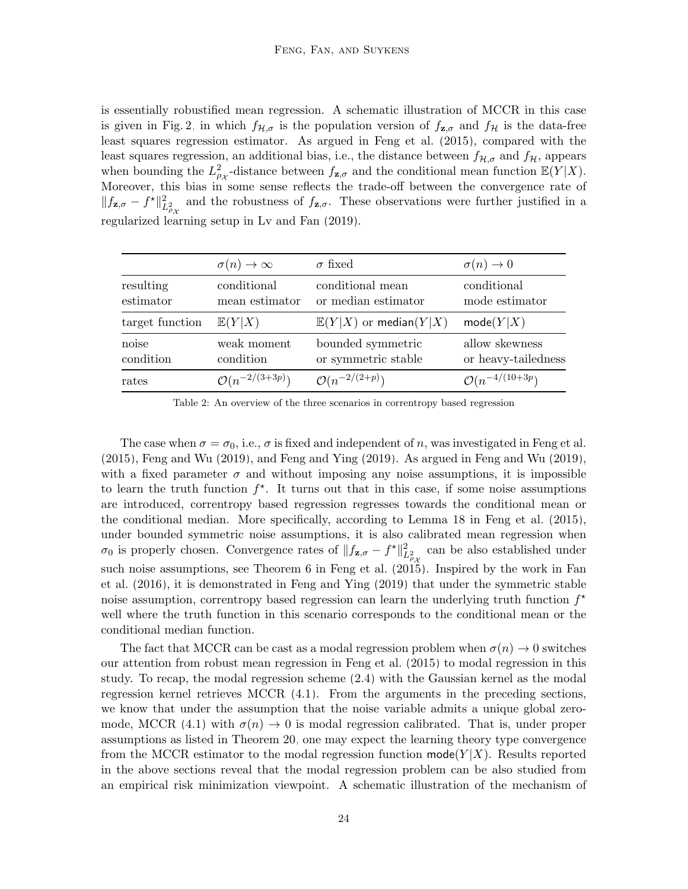is essentially robustified mean regression. A schematic illustration of MCCR in this case is given in Fig. 2, in which $f_{\mathcal{H},\sigma}$ is the population version of $f_{\mathbf{z},\sigma}$ and $f_{\mathcal{H}}$ is the data-free least squares regression estimator. As argued in Feng et al. (2015), compared with the least squares regression, an additional bias, i.e., the distance between $f_{\mathcal{H},\sigma}$ and $f_{\mathcal{H}}$, appears when bounding the $L^2_{\rho_{\mathcal{X}}}$-distance between $f_{\mathbf{z},\sigma}$ and the conditional mean function $\mathbb{E}(Y|X)$. Moreover, this bias in some sense reflects the trade-off between the convergence rate of $\|f_{\mathbf{z},\sigma} - f^\star\|^2_{L^2_{\rho_{\mathcal{X}}}}$ and the robustness of $f_{\mathbf{z},\sigma}$. These observations were further justified in a regularized learning setup in Lv and Fan (2019).

| | $\sigma(n) \to \infty$ | $\sigma$ fixed | $\sigma(n) \to 0$ |
|---|---|---|---|
| resulting estimator | conditional mean estimator | conditional mean or median estimator | conditional mode estimator |
| target function | $\mathbb{E}(Y\|X)$ | $\mathbb{E}(Y\|X)$ or $\mathsf{median}(Y\|X)$ | $\mathsf{mode}(Y\|X)$ |
| noise condition | weak moment condition | bounded symmetric or symmetric stable | allow skewness or heavy-tailedness |
| rates | $\mathcal{O}(n^{-2/(3+3p)})$ | $\mathcal{O}(n^{-2/(2+p)})$ | $\mathcal{O}(n^{-4/(10+3p)})$ |

Table 2: An overview of the three scenarios in correntropy based regression

The case when $\sigma = \sigma_0$, i.e., $\sigma$ is fixed and independent of $n$, was investigated in Feng et al. (2015), Feng and Wu (2019), and Feng and Ying (2019). As argued in Feng and Wu (2019), with a fixed parameter $\sigma$ and without imposing any noise assumptions, it is impossible to learn the truth function $f^\star$. It turns out that in this case, if some noise assumptions are introduced, correntropy based regression regresses towards the conditional mean or the conditional median. More specifically, according to Lemma 18 in Feng et al. (2015), under bounded symmetric noise assumptions, it is also calibrated mean regression when $\sigma_0$ is properly chosen. Convergence rates of $\|f_{\mathbf{z},\sigma} - f^\star\|^2_{L^2_{\rho_{\mathcal{X}}}}$ can be also established under such noise assumptions, see Theorem 6 in Feng et al. (2015). Inspired by the work in Fan et al. (2016), it is demonstrated in Feng and Ying (2019) that under the symmetric stable noise assumption, correntropy based regression can learn the underlying truth function $f^\star$ well where the truth function in this scenario corresponds to the conditional mean or the conditional median function.

The fact that MCCR can be cast as a modal regression problem when $\sigma(n) \to 0$ switches our attention from robust mean regression in Feng et al. (2015) to modal regression in this study. To recap, the modal regression scheme (2.4) with the Gaussian kernel as the modal regression kernel retrieves MCCR (4.1). From the arguments in the preceding sections, we know that under the assumption that the noise variable admits a unique global zero-mode, MCCR (4.1) with $\sigma(n) \to 0$ is modal regression calibrated. That is, under proper assumptions as listed in Theorem 20, one may expect the learning theory type convergence from the MCCR estimator to the modal regression function $\mathsf{mode}(Y|X)$. Results reported in the above sections reveal that the modal regression problem can be also studied from an empirical risk minimization viewpoint. A schematic illustration of the mechanism of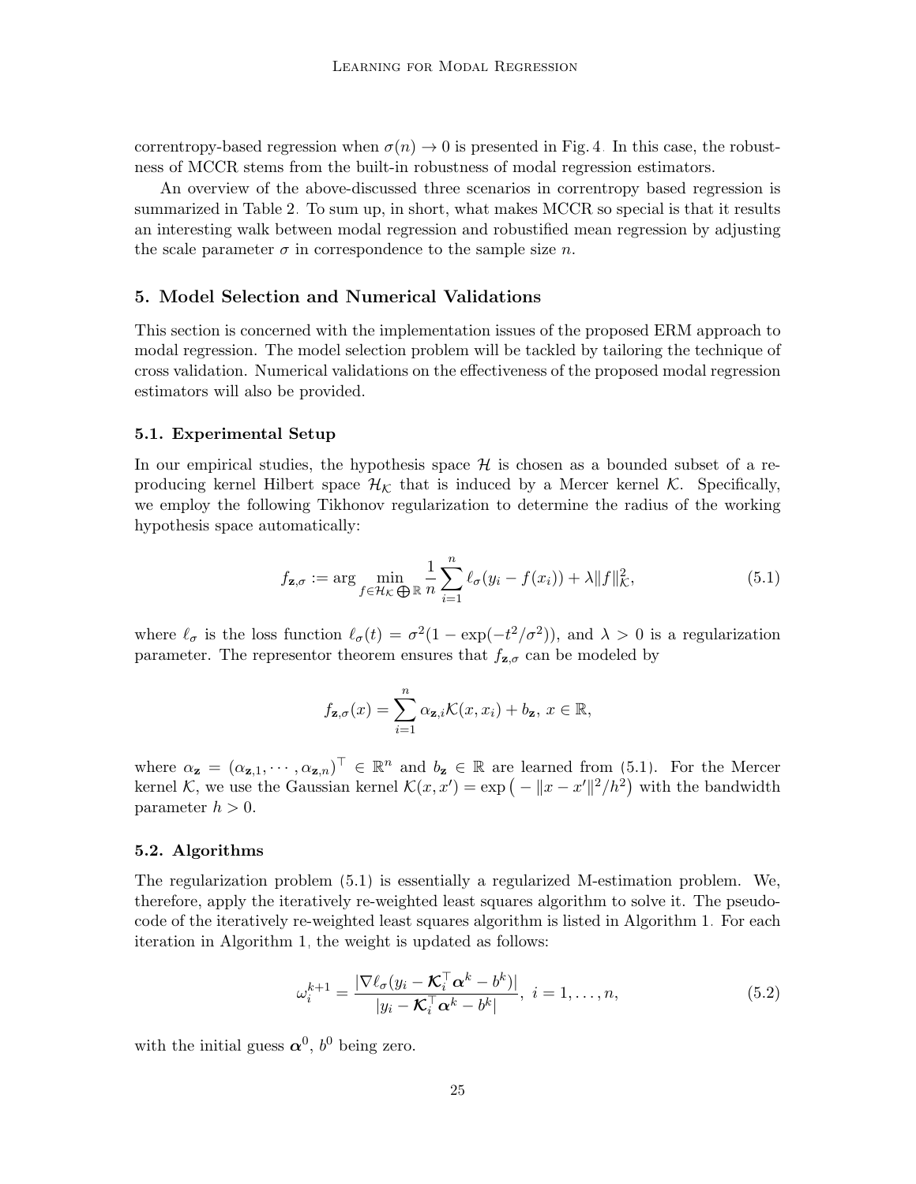correntropy-based regression when $\sigma(n) \to 0$ is presented in Fig. 4. In this case, the robustness of MCCR stems from the built-in robustness of modal regression estimators.

An overview of the above-discussed three scenarios in correntropy based regression is summarized in Table 2. To sum up, in short, what makes MCCR so special is that it results an interesting walk between modal regression and robustified mean regression by adjusting the scale parameter $\sigma$ in correspondence to the sample size $n$.

## 5. Model Selection and Numerical Validations

This section is concerned with the implementation issues of the proposed ERM approach to modal regression. The model selection problem will be tackled by tailoring the technique of cross validation. Numerical validations on the effectiveness of the proposed modal regression estimators will also be provided.

### 5.1. Experimental Setup

In our empirical studies, the hypothesis space $\mathcal{H}$ is chosen as a bounded subset of a reproducing kernel Hilbert space $\mathcal{H}_{\mathcal{K}}$ that is induced by a Mercer kernel $\mathcal{K}$. Specifically, we employ the following Tikhonov regularization to determine the radius of the working hypothesis space automatically:

$$f_{\mathbf{z},\sigma} := \arg \min_{f \in \mathcal{H}_{\mathcal{K}} \bigoplus \mathbb{R}} \frac{1}{n} \sum_{i=1}^{n} \ell_{\sigma}(y_i - f(x_i)) + \lambda \|f\|_{\mathcal{K}}^2, \tag{5.1}$$

where $\ell_\sigma$ is the loss function $\ell_\sigma(t) = \sigma^2(1 - \exp(-t^2/\sigma^2))$, and $\lambda > 0$ is a regularization parameter. The representor theorem ensures that $f_{\mathbf{z},\sigma}$ can be modeled by

$$f_{\mathbf{z},\sigma}(x) = \sum_{i=1}^{n} \alpha_{\mathbf{z},i} \mathcal{K}(x, x_i) + b_{\mathbf{z}},\ x \in \mathbb{R},$$

where $\alpha_{\mathbf{z}} = (\alpha_{\mathbf{z},1}, \cdots, \alpha_{\mathbf{z},n})^\top \in \mathbb{R}^n$ and $b_{\mathbf{z}} \in \mathbb{R}$ are learned from (5.1). For the Mercer kernel $\mathcal{K}$, we use the Gaussian kernel $\mathcal{K}(x, x') = \exp\big(-\|x - x'\|^2/h^2\big)$ with the bandwidth parameter $h > 0$.

### 5.2. Algorithms

The regularization problem (5.1) is essentially a regularized M-estimation problem. We, therefore, apply the iteratively re-weighted least squares algorithm to solve it. The pseudo-code of the iteratively re-weighted least squares algorithm is listed in Algorithm 1. For each iteration in Algorithm 1, the weight is updated as follows:

$$\omega_i^{k+1} = \frac{|\nabla \ell_\sigma(y_i - \boldsymbol{\mathcal{K}}_i^\top \boldsymbol{\alpha}^k - b^k)|}{|y_i - \boldsymbol{\mathcal{K}}_i^\top \boldsymbol{\alpha}^k - b^k|},\ i = 1, \ldots, n, \tag{5.2}$$

with the initial guess $\boldsymbol{\alpha}^0$, $b^0$ being zero.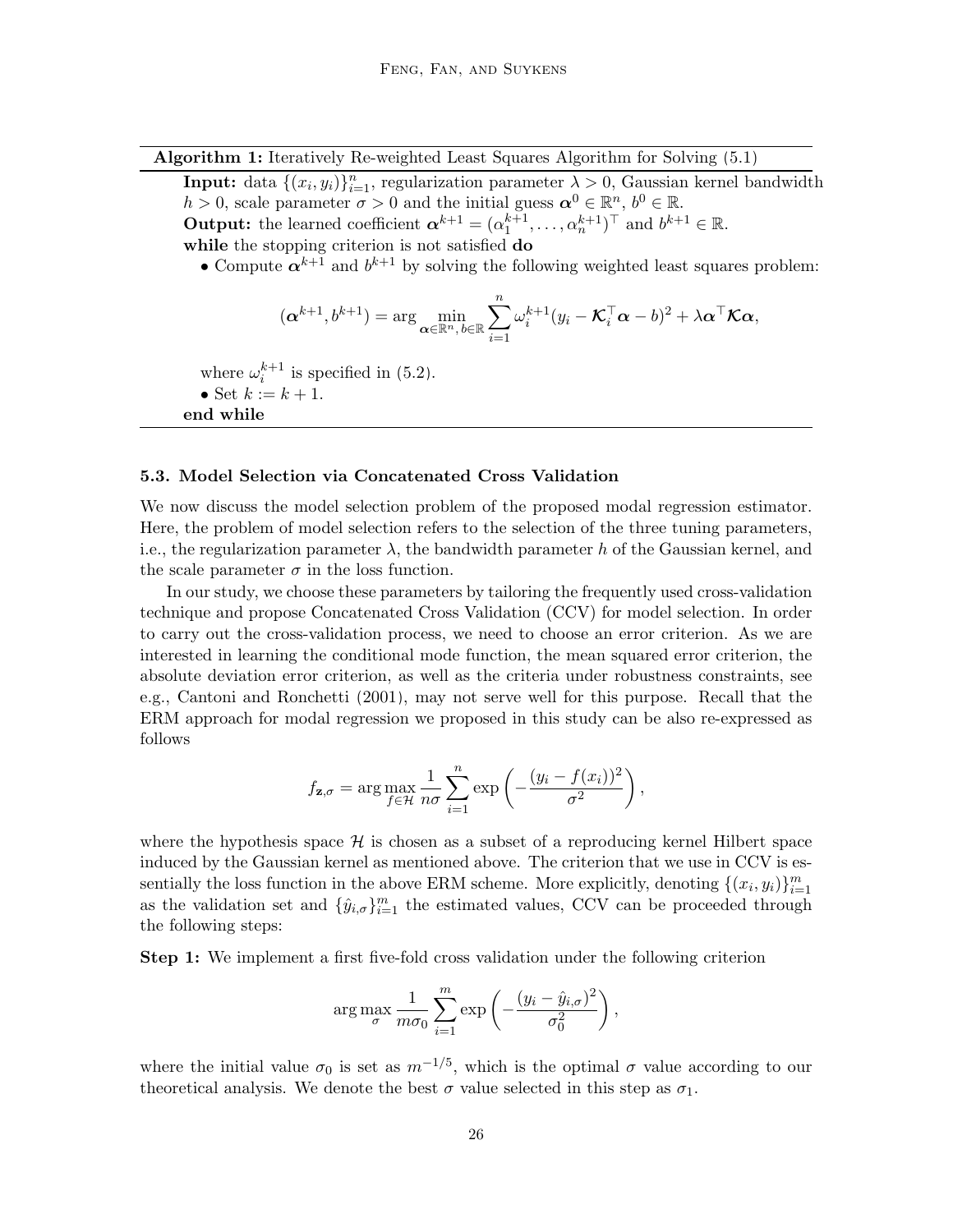**Algorithm 1:** Iteratively Re-weighted Least Squares Algorithm for Solving (5.1)

**Input:** data $\{(x_i, y_i)\}_{i=1}^n$, regularization parameter $\lambda > 0$, Gaussian kernel bandwidth $h > 0$, scale parameter $\sigma > 0$ and the initial guess $\boldsymbol{\alpha}^0 \in \mathbb{R}^n$, $b^0 \in \mathbb{R}$.

**Output:** the learned coefficient $\boldsymbol{\alpha}^{k+1} = (\alpha_1^{k+1}, \ldots, \alpha_n^{k+1})^\top$ and $b^{k+1} \in \mathbb{R}$.

**while** the stopping criterion is not satisfied **do**

- Compute $\boldsymbol{\alpha}^{k+1}$ and $b^{k+1}$ by solving the following weighted least squares problem:

$$
(\boldsymbol{\alpha}^{k+1}, b^{k+1}) = \arg \min_{\boldsymbol{\alpha} \in \mathbb{R}^n,\, b \in \mathbb{R}} \sum_{i=1}^n \omega_i^{k+1} (y_i - \boldsymbol{\mathcal{K}}_i^\top \boldsymbol{\alpha} - b)^2 + \lambda \boldsymbol{\alpha}^\top \boldsymbol{\mathcal{K}} \boldsymbol{\alpha},
$$

where $\omega_i^{k+1}$ is specified in (5.2).

- Set $k := k + 1$.

**end while**

### 5.3. Model Selection via Concatenated Cross Validation

We now discuss the model selection problem of the proposed modal regression estimator. Here, the problem of model selection refers to the selection of the three tuning parameters, i.e., the regularization parameter $\lambda$, the bandwidth parameter $h$ of the Gaussian kernel, and the scale parameter $\sigma$ in the loss function.

In our study, we choose these parameters by tailoring the frequently used cross-validation technique and propose Concatenated Cross Validation (CCV) for model selection. In order to carry out the cross-validation process, we need to choose an error criterion. As we are interested in learning the conditional mode function, the mean squared error criterion, the absolute deviation error criterion, as well as the criteria under robustness constraints, see e.g., Cantoni and Ronchetti (2001), may not serve well for this purpose. Recall that the ERM approach for modal regression we proposed in this study can be also re-expressed as follows

$$
f_{\mathbf{z},\sigma} = \arg \max_{f \in \mathcal{H}} \frac{1}{n\sigma} \sum_{i=1}^n \exp\left( -\frac{(y_i - f(x_i))^2}{\sigma^2} \right),
$$

where the hypothesis space $\mathcal{H}$ is chosen as a subset of a reproducing kernel Hilbert space induced by the Gaussian kernel as mentioned above. The criterion that we use in CCV is essentially the loss function in the above ERM scheme. More explicitly, denoting $\{(x_i, y_i)\}_{i=1}^m$ as the validation set and $\{\hat{y}_{i,\sigma}\}_{i=1}^m$ the estimated values, CCV can be proceeded through the following steps:

**Step 1:** We implement a first five-fold cross validation under the following criterion

$$
\arg \max_{\sigma} \frac{1}{m\sigma_0} \sum_{i=1}^m \exp\left( -\frac{(y_i - \hat{y}_{i,\sigma})^2}{\sigma_0^2} \right),
$$

where the initial value $\sigma_0$ is set as $m^{-1/5}$, which is the optimal $\sigma$ value according to our theoretical analysis. We denote the best $\sigma$ value selected in this step as $\sigma_1$.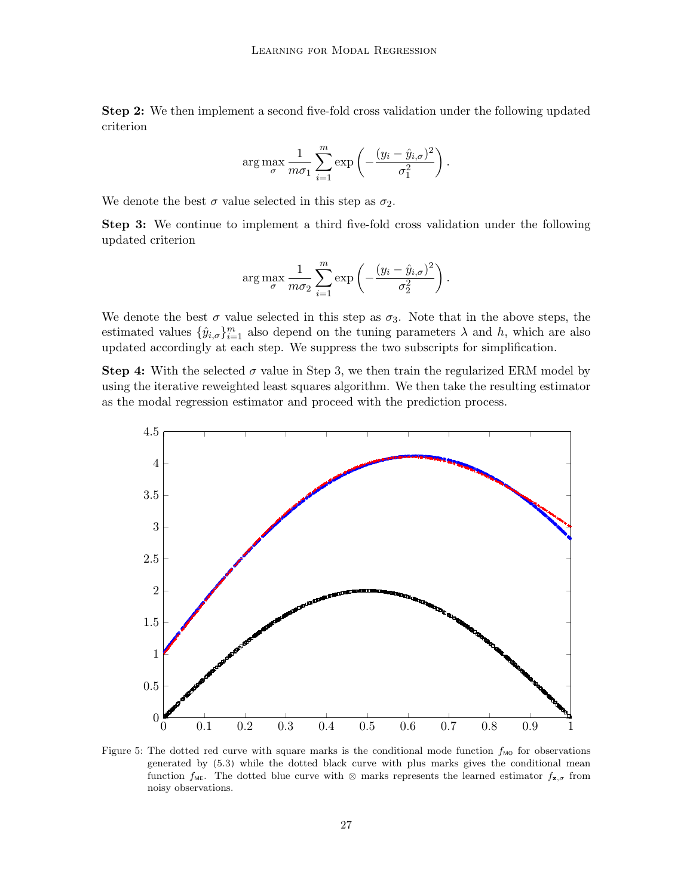**Step 2:** We then implement a second five-fold cross validation under the following updated criterion

$$\arg\max_{\sigma} \frac{1}{m\sigma_1} \sum_{i=1}^{m} \exp\left(-\frac{(y_i - \hat{y}_{i,\sigma})^2}{\sigma_1^2}\right).$$

We denote the best $\sigma$ value selected in this step as $\sigma_2$.

**Step 3:** We continue to implement a third five-fold cross validation under the following updated criterion

$$\arg\max_{\sigma} \frac{1}{m\sigma_2} \sum_{i=1}^{m} \exp\left(-\frac{(y_i - \hat{y}_{i,\sigma})^2}{\sigma_2^2}\right).$$

We denote the best $\sigma$ value selected in this step as $\sigma_3$. Note that in the above steps, the estimated values $\{\hat{y}_{i,\sigma}\}_{i=1}^m$ also depend on the tuning parameters $\lambda$ and $h$, which are also updated accordingly at each step. We suppress the two subscripts for simplification.

**Step 4:** With the selected $\sigma$ value in Step 3, we then train the regularized ERM model by using the iterative reweighted least squares algorithm. We then take the resulting estimator as the modal regression estimator and proceed with the prediction process.

Figure 5: The dotted red curve with square marks is the conditional mode function $f_{\mathsf{MO}}$ for observations generated by (5.3) while the dotted black curve with plus marks gives the conditional mean function $f_{\mathsf{ME}}$. The dotted blue curve with $\otimes$ marks represents the learned estimator $f_{\mathbf{z},\sigma}$ from noisy observations.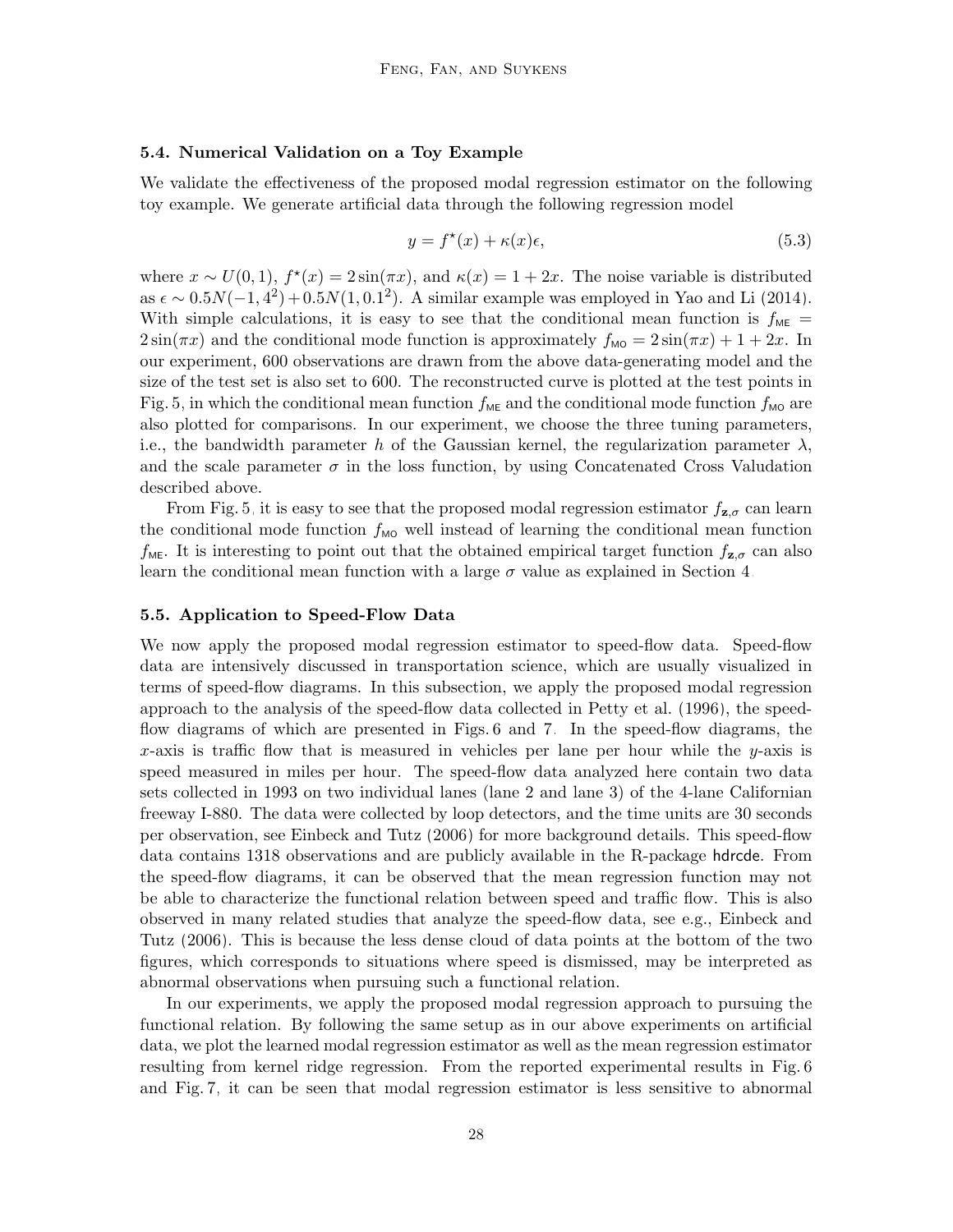### 5.4. Numerical Validation on a Toy Example

We validate the effectiveness of the proposed modal regression estimator on the following toy example. We generate artificial data through the following regression model

$$y = f^\star(x) + \kappa(x)\epsilon, \tag{5.3}$$

where $x \sim U(0,1)$, $f^\star(x) = 2\sin(\pi x)$, and $\kappa(x) = 1 + 2x$. The noise variable is distributed as $\epsilon \sim 0.5N(-1, 4^2) + 0.5N(1, 0.1^2)$. A similar example was employed in Yao and Li (2014). With simple calculations, it is easy to see that the conditional mean function is $f_{\mathsf{ME}} = 2\sin(\pi x)$ and the conditional mode function is approximately $f_{\mathsf{MO}} = 2\sin(\pi x) + 1 + 2x$. In our experiment, 600 observations are drawn from the above data-generating model and the size of the test set is also set to 600. The reconstructed curve is plotted at the test points in Fig. 5, in which the conditional mean function $f_{\mathsf{ME}}$ and the conditional mode function $f_{\mathsf{MO}}$ are also plotted for comparisons. In our experiment, we choose the three tuning parameters, i.e., the bandwidth parameter $h$ of the Gaussian kernel, the regularization parameter $\lambda$, and the scale parameter $\sigma$ in the loss function, by using Concatenated Cross Valudation described above.

From Fig. 5, it is easy to see that the proposed modal regression estimator $f_{\mathbf{z},\sigma}$ can learn the conditional mode function $f_{\mathsf{MO}}$ well instead of learning the conditional mean function $f_{\mathsf{ME}}$. It is interesting to point out that the obtained empirical target function $f_{\mathbf{z},\sigma}$ can also learn the conditional mean function with a large $\sigma$ value as explained in Section 4.

### 5.5. Application to Speed-Flow Data

We now apply the proposed modal regression estimator to speed-flow data. Speed-flow data are intensively discussed in transportation science, which are usually visualized in terms of speed-flow diagrams. In this subsection, we apply the proposed modal regression approach to the analysis of the speed-flow data collected in Petty et al. (1996), the speed-flow diagrams of which are presented in Figs. 6 and 7. In the speed-flow diagrams, the $x$-axis is traffic flow that is measured in vehicles per lane per hour while the $y$-axis is speed measured in miles per hour. The speed-flow data analyzed here contain two data sets collected in 1993 on two individual lanes (lane 2 and lane 3) of the 4-lane Californian freeway I-880. The data were collected by loop detectors, and the time units are 30 seconds per observation, see Einbeck and Tutz (2006) for more background details. This speed-flow data contains 1318 observations and are publicly available in the R-package hdrcde. From the speed-flow diagrams, it can be observed that the mean regression function may not be able to characterize the functional relation between speed and traffic flow. This is also observed in many related studies that analyze the speed-flow data, see e.g., Einbeck and Tutz (2006). This is because the less dense cloud of data points at the bottom of the two figures, which corresponds to situations where speed is dismissed, may be interpreted as abnormal observations when pursuing such a functional relation.

In our experiments, we apply the proposed modal regression approach to pursuing the functional relation. By following the same setup as in our above experiments on artificial data, we plot the learned modal regression estimator as well as the mean regression estimator resulting from kernel ridge regression. From the reported experimental results in Fig. 6 and Fig. 7, it can be seen that modal regression estimator is less sensitive to abnormal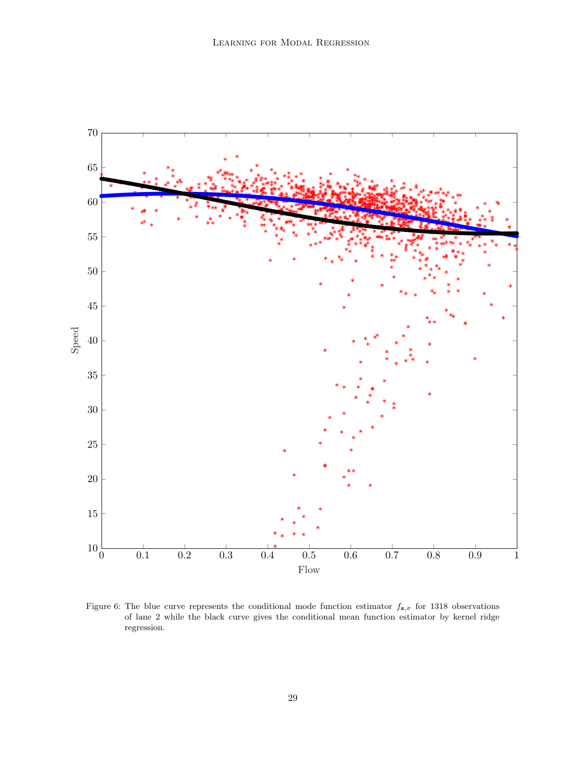Figure 6: The blue curve represents the conditional mode function estimator $f_{\mathbf{z},\sigma}$ for 1318 observations of lane 2 while the black curve gives the conditional mean function estimator by kernel ridge regression.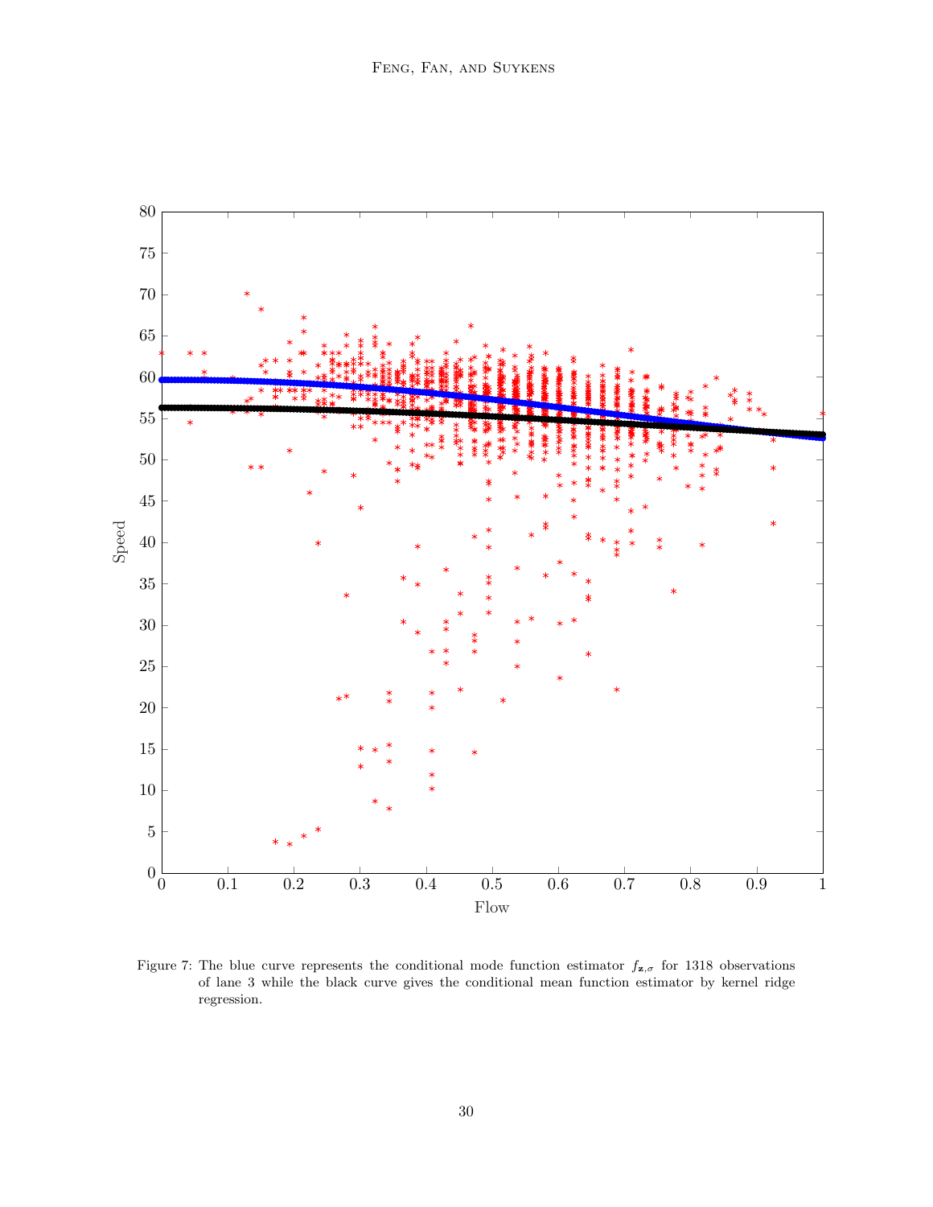Figure 7: The blue curve represents the conditional mode function estimator $f_{\mathbf{z},\sigma}$ for 1318 observations of lane 3 while the black curve gives the conditional mean function estimator by kernel ridge regression.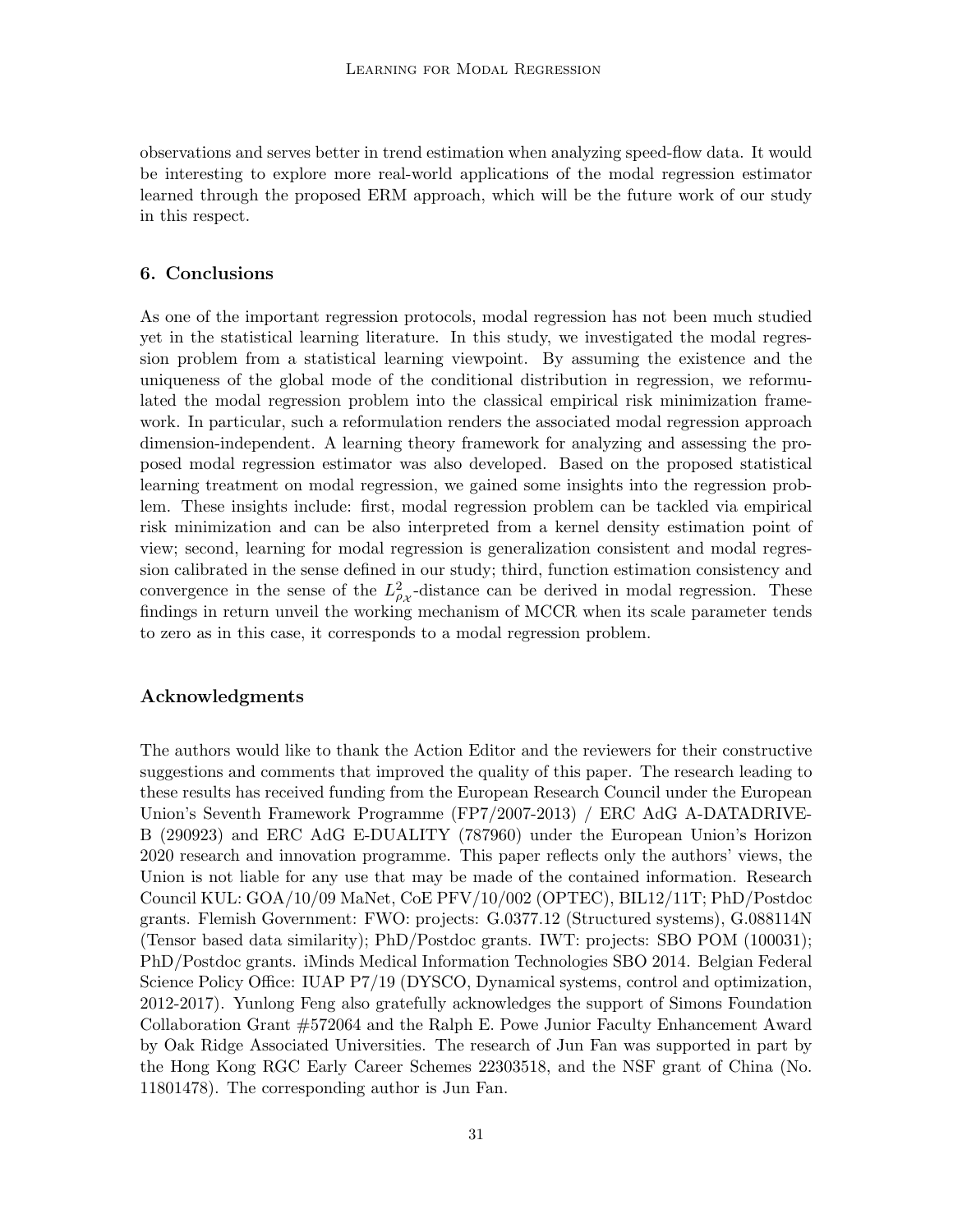observations and serves better in trend estimation when analyzing speed-flow data. It would be interesting to explore more real-world applications of the modal regression estimator learned through the proposed ERM approach, which will be the future work of our study in this respect.

## 6. Conclusions

As one of the important regression protocols, modal regression has not been much studied yet in the statistical learning literature. In this study, we investigated the modal regression problem from a statistical learning viewpoint. By assuming the existence and the uniqueness of the global mode of the conditional distribution in regression, we reformulated the modal regression problem into the classical empirical risk minimization framework. In particular, such a reformulation renders the associated modal regression approach dimension-independent. A learning theory framework for analyzing and assessing the proposed modal regression estimator was also developed. Based on the proposed statistical learning treatment on modal regression, we gained some insights into the regression problem. These insights include: first, modal regression problem can be tackled via empirical risk minimization and can be also interpreted from a kernel density estimation point of view; second, learning for modal regression is generalization consistent and modal regression calibrated in the sense defined in our study; third, function estimation consistency and convergence in the sense of the $L^2_{\rho_{\mathcal{X}}}$-distance can be derived in modal regression. These findings in return unveil the working mechanism of MCCR when its scale parameter tends to zero as in this case, it corresponds to a modal regression problem.

## Acknowledgments

The authors would like to thank the Action Editor and the reviewers for their constructive suggestions and comments that improved the quality of this paper. The research leading to these results has received funding from the European Research Council under the European Union's Seventh Framework Programme (FP7/2007-2013) / ERC AdG A-DATADRIVE-B (290923) and ERC AdG E-DUALITY (787960) under the European Union's Horizon 2020 research and innovation programme. This paper reflects only the authors' views, the Union is not liable for any use that may be made of the contained information. Research Council KUL: GOA/10/09 MaNet, CoE PFV/10/002 (OPTEC), BIL12/11T; PhD/Postdoc grants. Flemish Government: FWO: projects: G.0377.12 (Structured systems), G.088114N (Tensor based data similarity); PhD/Postdoc grants. IWT: projects: SBO POM (100031); PhD/Postdoc grants. iMinds Medical Information Technologies SBO 2014. Belgian Federal Science Policy Office: IUAP P7/19 (DYSCO, Dynamical systems, control and optimization, 2012-2017). Yunlong Feng also gratefully acknowledges the support of Simons Foundation Collaboration Grant #572064 and the Ralph E. Powe Junior Faculty Enhancement Award by Oak Ridge Associated Universities. The research of Jun Fan was supported in part by the Hong Kong RGC Early Career Schemes 22303518, and the NSF grant of China (No. 11801478). The corresponding author is Jun Fan.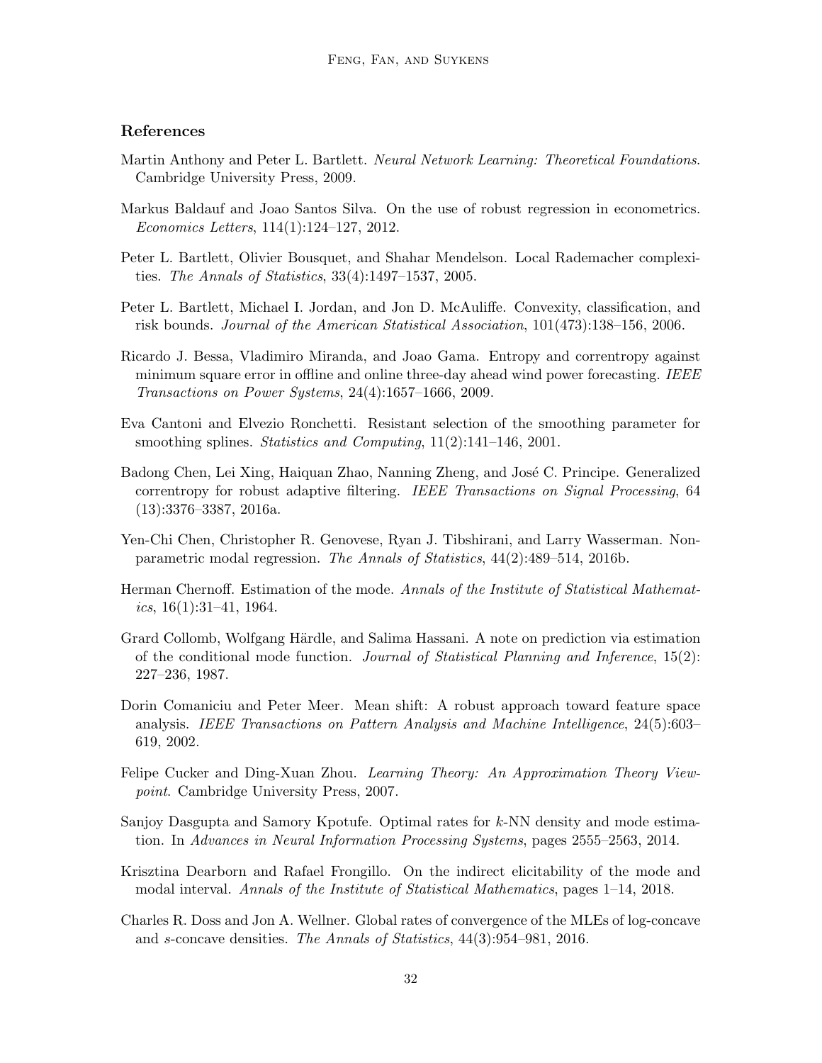## References

Martin Anthony and Peter L. Bartlett. *Neural Network Learning: Theoretical Foundations*. Cambridge University Press, 2009.

Markus Baldauf and Joao Santos Silva. On the use of robust regression in econometrics. *Economics Letters*, 114(1):124–127, 2012.

Peter L. Bartlett, Olivier Bousquet, and Shahar Mendelson. Local Rademacher complexities. *The Annals of Statistics*, 33(4):1497–1537, 2005.

Peter L. Bartlett, Michael I. Jordan, and Jon D. McAuliffe. Convexity, classification, and risk bounds. *Journal of the American Statistical Association*, 101(473):138–156, 2006.

Ricardo J. Bessa, Vladimiro Miranda, and Joao Gama. Entropy and correntropy against minimum square error in offline and online three-day ahead wind power forecasting. *IEEE Transactions on Power Systems*, 24(4):1657–1666, 2009.

Eva Cantoni and Elvezio Ronchetti. Resistant selection of the smoothing parameter for smoothing splines. *Statistics and Computing*, 11(2):141–146, 2001.

Badong Chen, Lei Xing, Haiquan Zhao, Nanning Zheng, and José C. Principe. Generalized correntropy for robust adaptive filtering. *IEEE Transactions on Signal Processing*, 64 (13):3376–3387, 2016a.

Yen-Chi Chen, Christopher R. Genovese, Ryan J. Tibshirani, and Larry Wasserman. Nonparametric modal regression. *The Annals of Statistics*, 44(2):489–514, 2016b.

Herman Chernoff. Estimation of the mode. *Annals of the Institute of Statistical Mathematics*, 16(1):31–41, 1964.

Grard Collomb, Wolfgang Härdle, and Salima Hassani. A note on prediction via estimation of the conditional mode function. *Journal of Statistical Planning and Inference*, 15(2): 227–236, 1987.

Dorin Comaniciu and Peter Meer. Mean shift: A robust approach toward feature space analysis. *IEEE Transactions on Pattern Analysis and Machine Intelligence*, 24(5):603–619, 2002.

Felipe Cucker and Ding-Xuan Zhou. *Learning Theory: An Approximation Theory Viewpoint*. Cambridge University Press, 2007.

Sanjoy Dasgupta and Samory Kpotufe. Optimal rates for $k$-NN density and mode estimation. In *Advances in Neural Information Processing Systems*, pages 2555–2563, 2014.

Krisztina Dearborn and Rafael Frongillo. On the indirect elicitability of the mode and modal interval. *Annals of the Institute of Statistical Mathematics*, pages 1–14, 2018.

Charles R. Doss and Jon A. Wellner. Global rates of convergence of the MLEs of log-concave and $s$-concave densities. *The Annals of Statistics*, 44(3):954–981, 2016.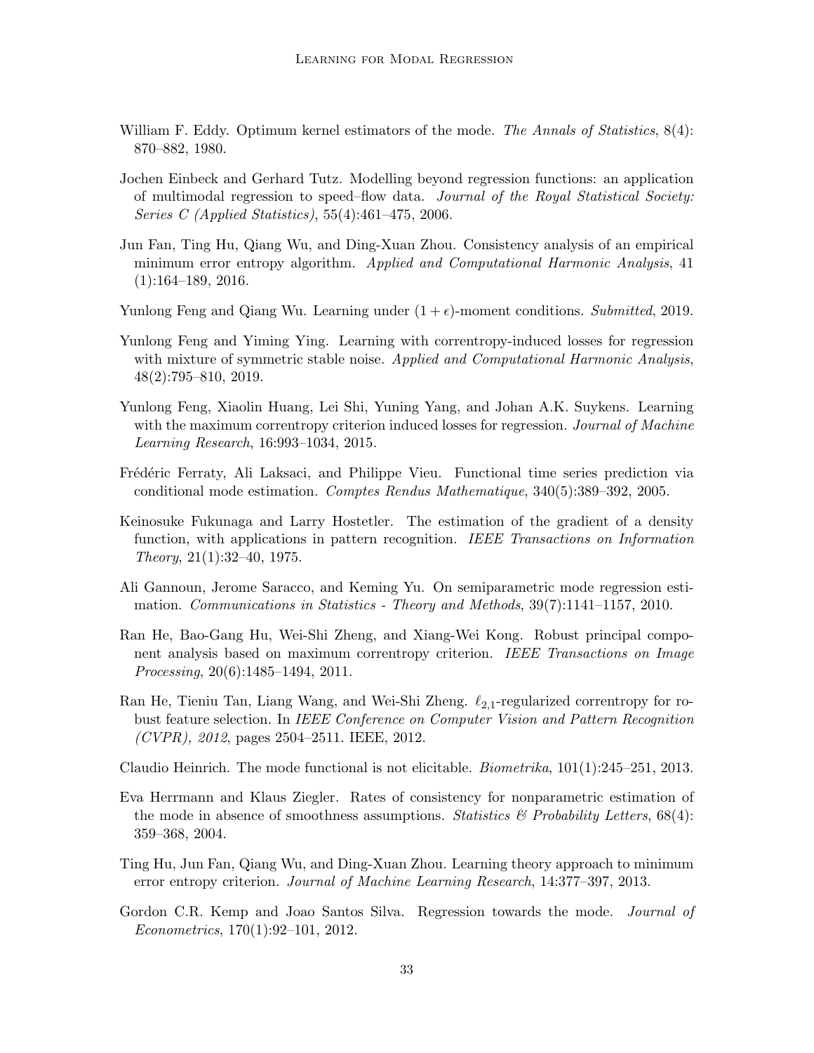William F. Eddy. Optimum kernel estimators of the mode. *The Annals of Statistics*, 8(4): 870–882, 1980.

Jochen Einbeck and Gerhard Tutz. Modelling beyond regression functions: an application of multimodal regression to speed–flow data. *Journal of the Royal Statistical Society: Series C (Applied Statistics)*, 55(4):461–475, 2006.

Jun Fan, Ting Hu, Qiang Wu, and Ding-Xuan Zhou. Consistency analysis of an empirical minimum error entropy algorithm. *Applied and Computational Harmonic Analysis*, 41 (1):164–189, 2016.

Yunlong Feng and Qiang Wu. Learning under $(1+\epsilon)$-moment conditions. *Submitted*, 2019.

Yunlong Feng and Yiming Ying. Learning with correntropy-induced losses for regression with mixture of symmetric stable noise. *Applied and Computational Harmonic Analysis*, 48(2):795–810, 2019.

Yunlong Feng, Xiaolin Huang, Lei Shi, Yuning Yang, and Johan A.K. Suykens. Learning with the maximum correntropy criterion induced losses for regression. *Journal of Machine Learning Research*, 16:993–1034, 2015.

Frédéric Ferraty, Ali Laksaci, and Philippe Vieu. Functional time series prediction via conditional mode estimation. *Comptes Rendus Mathematique*, 340(5):389–392, 2005.

Keinosuke Fukunaga and Larry Hostetler. The estimation of the gradient of a density function, with applications in pattern recognition. *IEEE Transactions on Information Theory*, 21(1):32–40, 1975.

Ali Gannoun, Jerome Saracco, and Keming Yu. On semiparametric mode regression estimation. *Communications in Statistics - Theory and Methods*, 39(7):1141–1157, 2010.

Ran He, Bao-Gang Hu, Wei-Shi Zheng, and Xiang-Wei Kong. Robust principal component analysis based on maximum correntropy criterion. *IEEE Transactions on Image Processing*, 20(6):1485–1494, 2011.

Ran He, Tieniu Tan, Liang Wang, and Wei-Shi Zheng. $\ell_{2,1}$-regularized correntropy for robust feature selection. In *IEEE Conference on Computer Vision and Pattern Recognition (CVPR), 2012*, pages 2504–2511. IEEE, 2012.

Claudio Heinrich. The mode functional is not elicitable. *Biometrika*, 101(1):245–251, 2013.

Eva Herrmann and Klaus Ziegler. Rates of consistency for nonparametric estimation of the mode in absence of smoothness assumptions. *Statistics & Probability Letters*, 68(4): 359–368, 2004.

Ting Hu, Jun Fan, Qiang Wu, and Ding-Xuan Zhou. Learning theory approach to minimum error entropy criterion. *Journal of Machine Learning Research*, 14:377–397, 2013.

Gordon C.R. Kemp and Joao Santos Silva. Regression towards the mode. *Journal of Econometrics*, 170(1):92–101, 2012.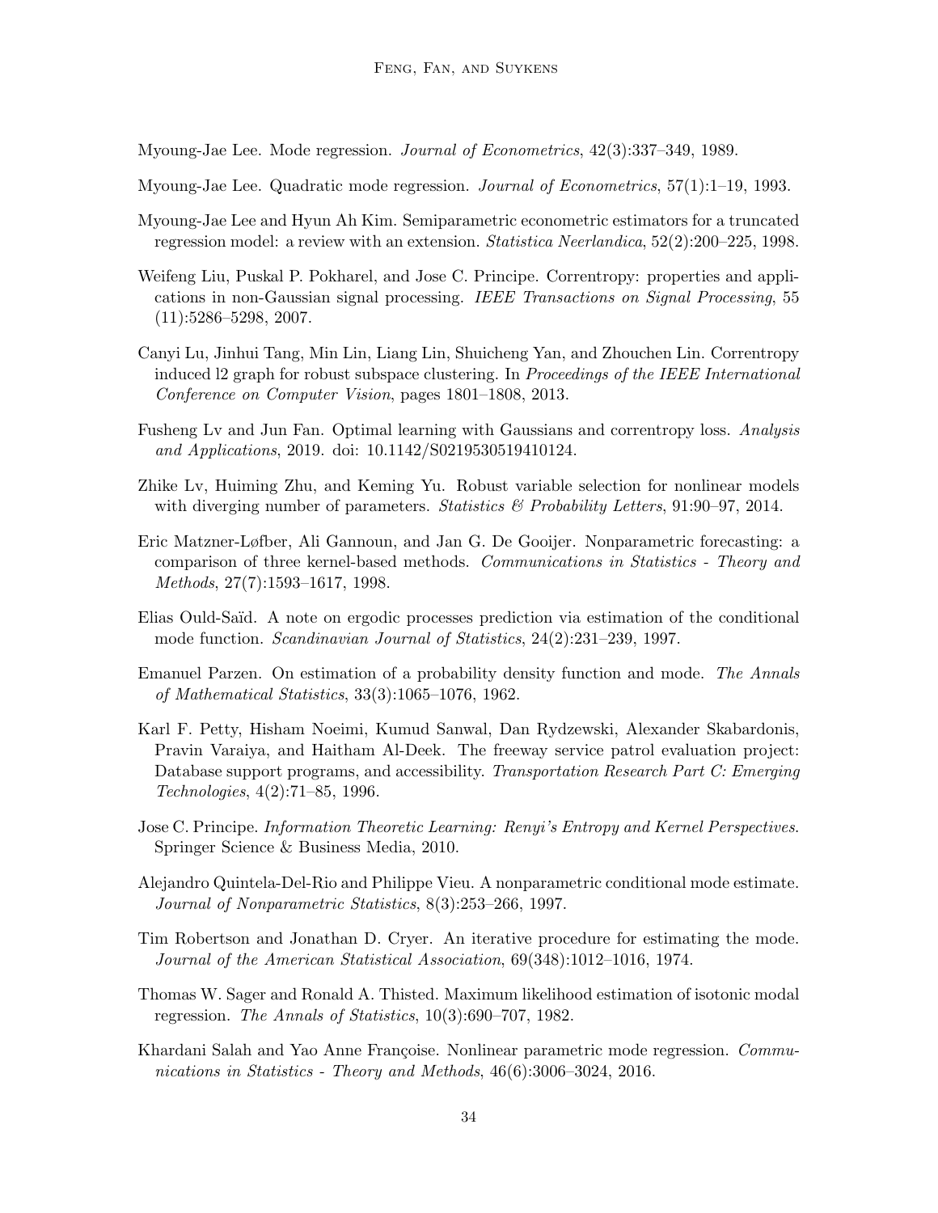Myoung-Jae Lee. Mode regression. *Journal of Econometrics*, 42(3):337–349, 1989.

Myoung-Jae Lee. Quadratic mode regression. *Journal of Econometrics*, 57(1):1–19, 1993.

Myoung-Jae Lee and Hyun Ah Kim. Semiparametric econometric estimators for a truncated regression model: a review with an extension. *Statistica Neerlandica*, 52(2):200–225, 1998.

Weifeng Liu, Puskal P. Pokharel, and Jose C. Principe. Correntropy: properties and applications in non-Gaussian signal processing. *IEEE Transactions on Signal Processing*, 55 (11):5286–5298, 2007.

Canyi Lu, Jinhui Tang, Min Lin, Liang Lin, Shuicheng Yan, and Zhouchen Lin. Correntropy induced l2 graph for robust subspace clustering. In *Proceedings of the IEEE International Conference on Computer Vision*, pages 1801–1808, 2013.

Fusheng Lv and Jun Fan. Optimal learning with Gaussians and correntropy loss. *Analysis and Applications*, 2019. doi: 10.1142/S0219530519410124.

Zhike Lv, Huiming Zhu, and Keming Yu. Robust variable selection for nonlinear models with diverging number of parameters. *Statistics & Probability Letters*, 91:90–97, 2014.

Eric Matzner-Løfber, Ali Gannoun, and Jan G. De Gooijer. Nonparametric forecasting: a comparison of three kernel-based methods. *Communications in Statistics - Theory and Methods*, 27(7):1593–1617, 1998.

Elias Ould-Saïd. A note on ergodic processes prediction via estimation of the conditional mode function. *Scandinavian Journal of Statistics*, 24(2):231–239, 1997.

Emanuel Parzen. On estimation of a probability density function and mode. *The Annals of Mathematical Statistics*, 33(3):1065–1076, 1962.

Karl F. Petty, Hisham Noeimi, Kumud Sanwal, Dan Rydzewski, Alexander Skabardonis, Pravin Varaiya, and Haitham Al-Deek. The freeway service patrol evaluation project: Database support programs, and accessibility. *Transportation Research Part C: Emerging Technologies*, 4(2):71–85, 1996.

Jose C. Principe. *Information Theoretic Learning: Renyi's Entropy and Kernel Perspectives*. Springer Science & Business Media, 2010.

Alejandro Quintela-Del-Rio and Philippe Vieu. A nonparametric conditional mode estimate. *Journal of Nonparametric Statistics*, 8(3):253–266, 1997.

Tim Robertson and Jonathan D. Cryer. An iterative procedure for estimating the mode. *Journal of the American Statistical Association*, 69(348):1012–1016, 1974.

Thomas W. Sager and Ronald A. Thisted. Maximum likelihood estimation of isotonic modal regression. *The Annals of Statistics*, 10(3):690–707, 1982.

Khardani Salah and Yao Anne Françoise. Nonlinear parametric mode regression. *Communications in Statistics - Theory and Methods*, 46(6):3006–3024, 2016.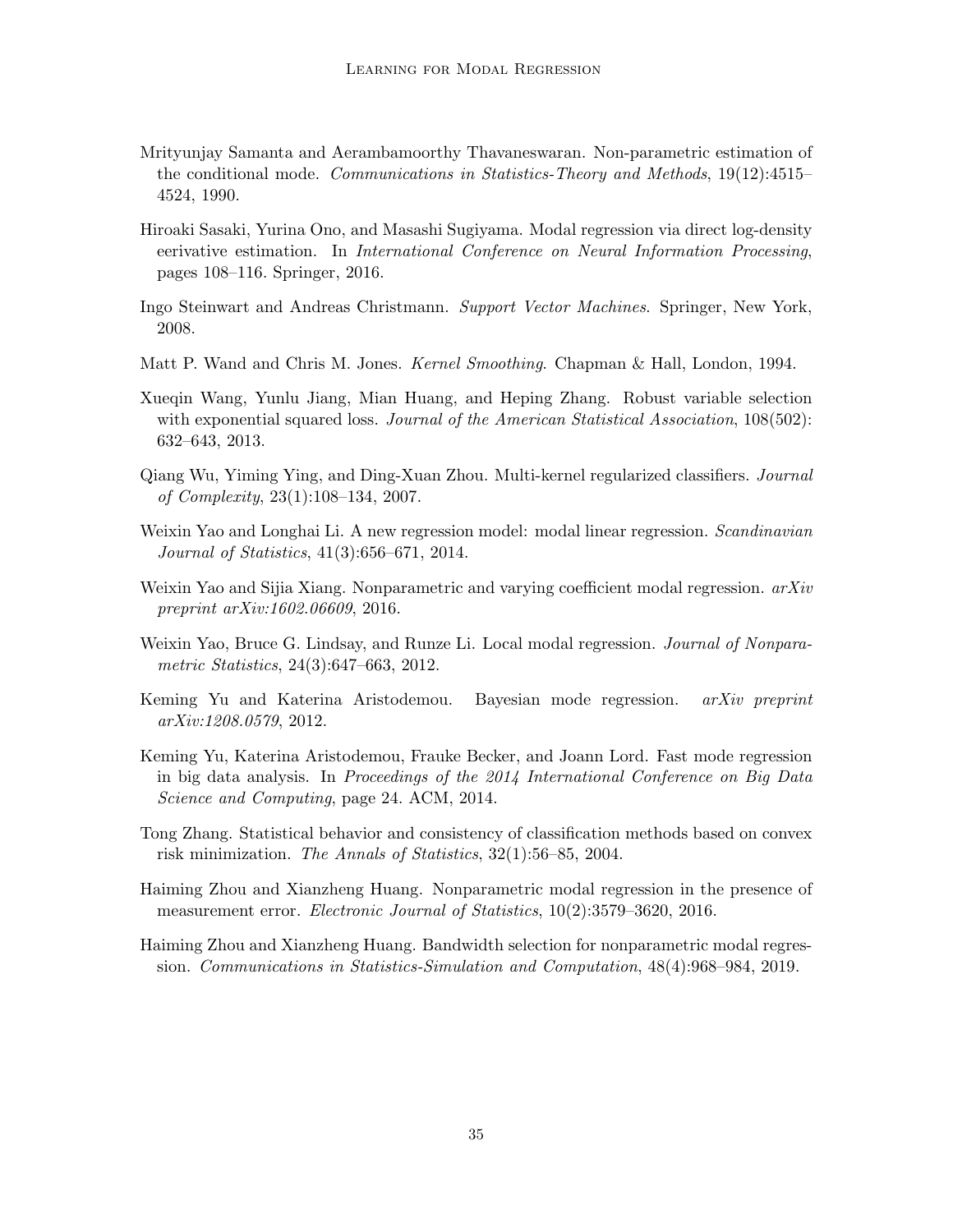Mrityunjay Samanta and Aerambamoorthy Thavaneswaran. Non-parametric estimation of the conditional mode. *Communications in Statistics-Theory and Methods*, 19(12):4515–4524, 1990.

Hiroaki Sasaki, Yurina Ono, and Masashi Sugiyama. Modal regression via direct log-density eerivative estimation. In *International Conference on Neural Information Processing*, pages 108–116. Springer, 2016.

Ingo Steinwart and Andreas Christmann. *Support Vector Machines*. Springer, New York, 2008.

Matt P. Wand and Chris M. Jones. *Kernel Smoothing*. Chapman & Hall, London, 1994.

Xueqin Wang, Yunlu Jiang, Mian Huang, and Heping Zhang. Robust variable selection with exponential squared loss. *Journal of the American Statistical Association*, 108(502): 632–643, 2013.

Qiang Wu, Yiming Ying, and Ding-Xuan Zhou. Multi-kernel regularized classifiers. *Journal of Complexity*, 23(1):108–134, 2007.

Weixin Yao and Longhai Li. A new regression model: modal linear regression. *Scandinavian Journal of Statistics*, 41(3):656–671, 2014.

Weixin Yao and Sijia Xiang. Nonparametric and varying coefficient modal regression. *arXiv preprint arXiv:1602.06609*, 2016.

Weixin Yao, Bruce G. Lindsay, and Runze Li. Local modal regression. *Journal of Nonparametric Statistics*, 24(3):647–663, 2012.

Keming Yu and Katerina Aristodemou. Bayesian mode regression. *arXiv preprint arXiv:1208.0579*, 2012.

Keming Yu, Katerina Aristodemou, Frauke Becker, and Joann Lord. Fast mode regression in big data analysis. In *Proceedings of the 2014 International Conference on Big Data Science and Computing*, page 24. ACM, 2014.

Tong Zhang. Statistical behavior and consistency of classification methods based on convex risk minimization. *The Annals of Statistics*, 32(1):56–85, 2004.

Haiming Zhou and Xianzheng Huang. Nonparametric modal regression in the presence of measurement error. *Electronic Journal of Statistics*, 10(2):3579–3620, 2016.

Haiming Zhou and Xianzheng Huang. Bandwidth selection for nonparametric modal regression. *Communications in Statistics-Simulation and Computation*, 48(4):968–984, 2019.